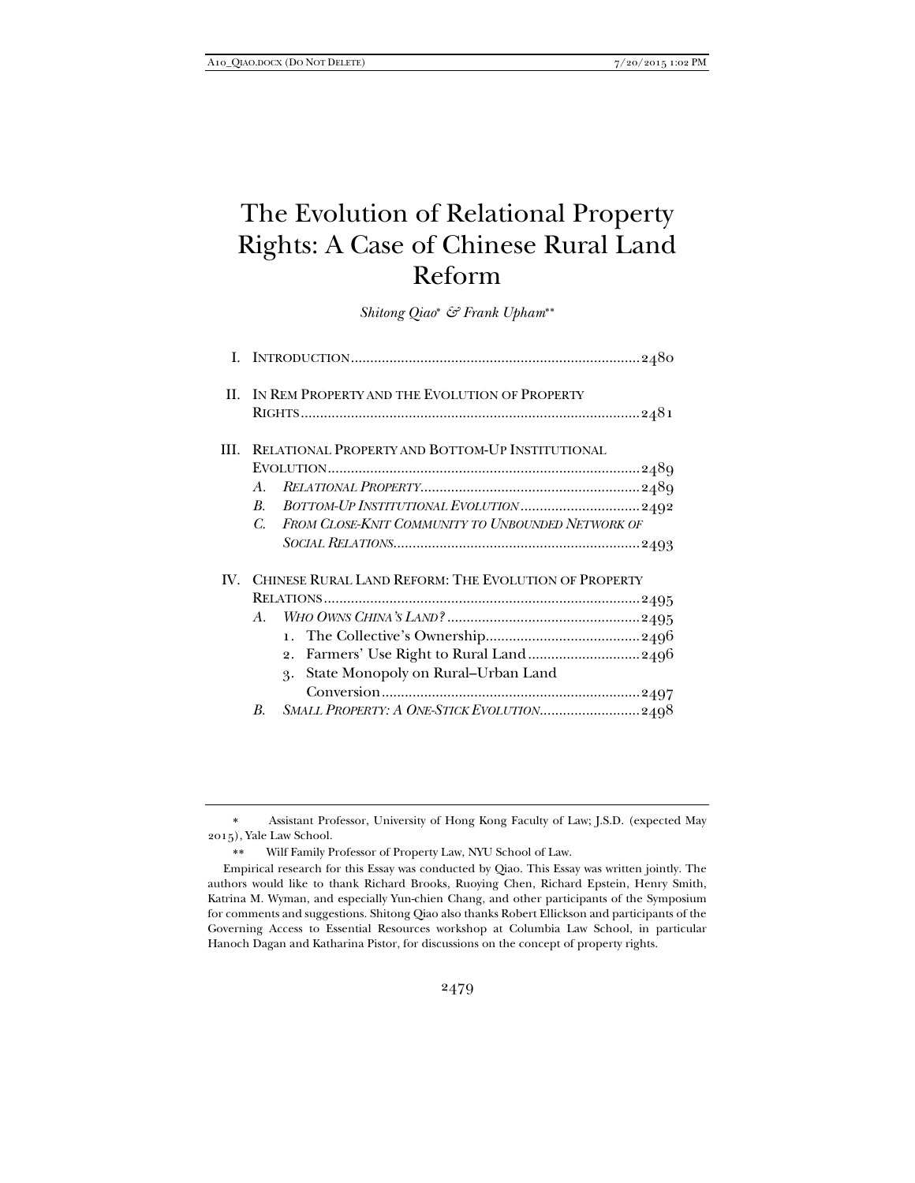# The Evolution of Relational Property Rights: A Case of Chinese Rural Land Reform

*Shitong Qiao[\*] & Frank Upham[\*\*]*

| | | |
|---|---|---|
| I. | INTRODUCTION | 2480 |
| II. | IN REM PROPERTY AND THE EVOLUTION OF PROPERTY RIGHTS | 2481 |
| III. | RELATIONAL PROPERTY AND BOTTOM-UP INSTITUTIONAL EVOLUTION | 2489 |
| | *A. RELATIONAL PROPERTY* | 2489 |
| | *B. BOTTOM-UP INSTITUTIONAL EVOLUTION* | 2492 |
| | *C. FROM CLOSE-KNIT COMMUNITY TO UNBOUNDED NETWORK OF SOCIAL RELATIONS* | 2493 |
| IV. | CHINESE RURAL LAND REFORM: THE EVOLUTION OF PROPERTY RELATIONS | 2495 |
| | *A. WHO OWNS CHINA'S LAND?* | 2495 |
| | 1. The Collective's Ownership | 2496 |
| | 2. Farmers' Use Right to Rural Land | 2496 |
| | 3. State Monopoly on Rural–Urban Land Conversion | 2497 |
| | *B. SMALL PROPERTY: A ONE-STICK EVOLUTION* | 2498 |

[\*] Assistant Professor, University of Hong Kong Faculty of Law; J.S.D. (expected May 2015), Yale Law School.

[\*\*] Wilf Family Professor of Property Law, NYU School of Law.

Empirical research for this Essay was conducted by Qiao. This Essay was written jointly. The authors would like to thank Richard Brooks, Ruoying Chen, Richard Epstein, Henry Smith, Katrina M. Wyman, and especially Yun-chien Chang, and other participants of the Symposium for comments and suggestions. Shitong Qiao also thanks Robert Ellickson and participants of the Governing Access to Essential Resources workshop at Columbia Law School, in particular Hanoch Dagan and Katharina Pistor, for discussions on the concept of property rights.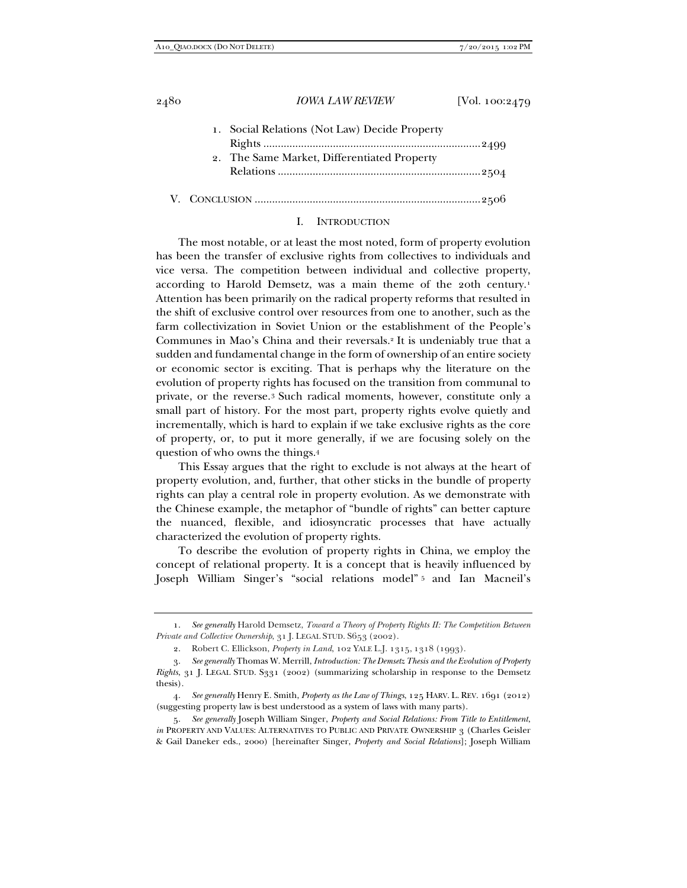1. Social Relations (Not Law) Decide Property Rights ........................................................................... 2499
2. The Same Market, Differentiated Property Relations ..................................................................... 2504

V. CONCLUSION ............................................................................ 2506

## I. INTRODUCTION

The most notable, or at least the most noted, form of property evolution has been the transfer of exclusive rights from collectives to individuals and vice versa. The competition between individual and collective property, according to Harold Demsetz, was a main theme of the 20th century.[1] Attention has been primarily on the radical property reforms that resulted in the shift of exclusive control over resources from one to another, such as the farm collectivization in Soviet Union or the establishment of the People's Communes in Mao's China and their reversals.[2] It is undeniably true that a sudden and fundamental change in the form of ownership of an entire society or economic sector is exciting. That is perhaps why the literature on the evolution of property rights has focused on the transition from communal to private, or the reverse.[3] Such radical moments, however, constitute only a small part of history. For the most part, property rights evolve quietly and incrementally, which is hard to explain if we take exclusive rights as the core of property, or, to put it more generally, if we are focusing solely on the question of who owns the things.[4]

This Essay argues that the right to exclude is not always at the heart of property evolution, and, further, that other sticks in the bundle of property rights can play a central role in property evolution. As we demonstrate with the Chinese example, the metaphor of "bundle of rights" can better capture the nuanced, flexible, and idiosyncratic processes that have actually characterized the evolution of property rights.

To describe the evolution of property rights in China, we employ the concept of relational property. It is a concept that is heavily influenced by Joseph William Singer's "social relations model"[5] and Ian Macneil's

---

1. *See generally* Harold Demsetz, *Toward a Theory of Property Rights II: The Competition Between Private and Collective Ownership*, 31 J. LEGAL STUD. S653 (2002).

2. Robert C. Ellickson, *Property in Land*, 102 YALE L.J. 1315, 1318 (1993).

3. *See generally* Thomas W. Merrill, *Introduction: The Demsetz Thesis and the Evolution of Property Rights*, 31 J. LEGAL STUD. S331 (2002) (summarizing scholarship in response to the Demsetz thesis).

4. *See generally* Henry E. Smith, *Property as the Law of Things*, 125 HARV. L. REV. 1691 (2012) (suggesting property law is best understood as a system of laws with many parts).

5. *See generally* Joseph William Singer, *Property and Social Relations: From Title to Entitlement*, *in* PROPERTY AND VALUES: ALTERNATIVES TO PUBLIC AND PRIVATE OWNERSHIP 3 (Charles Geisler & Gail Daneker eds., 2000) [hereinafter Singer, *Property and Social Relations*]; Joseph William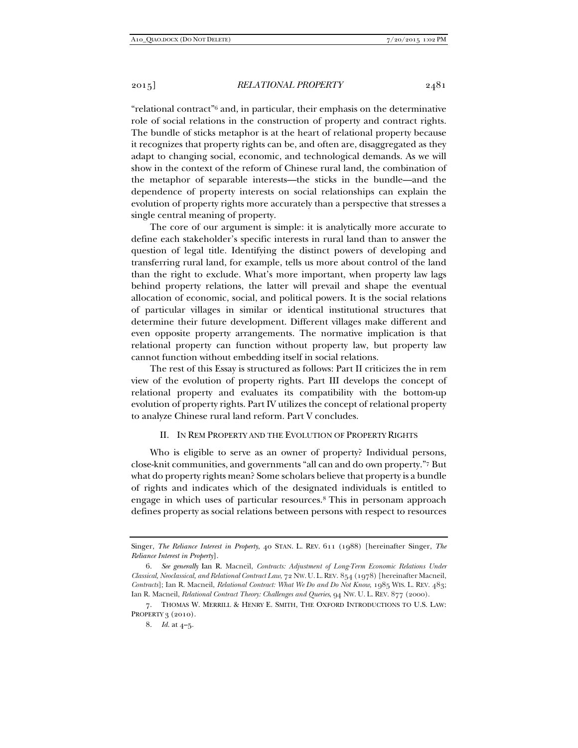"relational contract"[6] and, in particular, their emphasis on the determinative role of social relations in the construction of property and contract rights. The bundle of sticks metaphor is at the heart of relational property because it recognizes that property rights can be, and often are, disaggregated as they adapt to changing social, economic, and technological demands. As we will show in the context of the reform of Chinese rural land, the combination of the metaphor of separable interests—the sticks in the bundle—and the dependence of property interests on social relationships can explain the evolution of property rights more accurately than a perspective that stresses a single central meaning of property.

The core of our argument is simple: it is analytically more accurate to define each stakeholder's specific interests in rural land than to answer the question of legal title. Identifying the distinct powers of developing and transferring rural land, for example, tells us more about control of the land than the right to exclude. What's more important, when property law lags behind property relations, the latter will prevail and shape the eventual allocation of economic, social, and political powers. It is the social relations of particular villages in similar or identical institutional structures that determine their future development. Different villages make different and even opposite property arrangements. The normative implication is that relational property can function without property law, but property law cannot function without embedding itself in social relations.

The rest of this Essay is structured as follows: Part II criticizes the in rem view of the evolution of property rights. Part III develops the concept of relational property and evaluates its compatibility with the bottom-up evolution of property rights. Part IV utilizes the concept of relational property to analyze Chinese rural land reform. Part V concludes.

## II. IN REM PROPERTY AND THE EVOLUTION OF PROPERTY RIGHTS

Who is eligible to serve as an owner of property? Individual persons, close-knit communities, and governments "all can and do own property."[7] But what do property rights mean? Some scholars believe that property is a bundle of rights and indicates which of the designated individuals is entitled to engage in which uses of particular resources.[8] This in personam approach defines property as social relations between persons with respect to resources

---

Singer, *The Reliance Interest in Property*, 40 STAN. L. REV. 611 (1988) [hereinafter Singer, *The Reliance Interest in Property*].

6. *See generally* Ian R. Macneil, *Contracts: Adjustment of Long-Term Economic Relations Under Classical, Neoclassical, and Relational Contract Law*, 72 NW. U. L. REV. 854 (1978) [hereinafter Macneil, *Contracts*]; Ian R. Macneil, *Relational Contract: What We Do and Do Not Know*, 1985 WIS. L. REV. 483; Ian R. Macneil, *Relational Contract Theory: Challenges and Queries*, 94 NW. U. L. REV. 877 (2000).

7. THOMAS W. MERRILL & HENRY E. SMITH, THE OXFORD INTRODUCTIONS TO U.S. LAW: PROPERTY 3 (2010).

8. *Id.* at 4–5.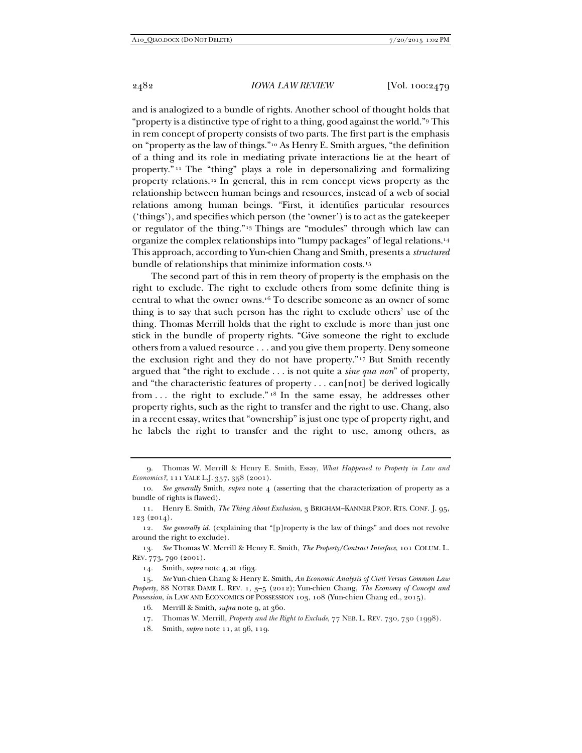and is analogized to a bundle of rights. Another school of thought holds that "property is a distinctive type of right to a thing, good against the world."[9] This in rem concept of property consists of two parts. The first part is the emphasis on "property as the law of things."[10] As Henry E. Smith argues, "the definition of a thing and its role in mediating private interactions lie at the heart of property."[11] The "thing" plays a role in depersonalizing and formalizing property relations.[12] In general, this in rem concept views property as the relationship between human beings and resources, instead of a web of social relations among human beings. "First, it identifies particular resources ('things'), and specifies which person (the 'owner') is to act as the gatekeeper or regulator of the thing."[13] Things are "modules" through which law can organize the complex relationships into "lumpy packages" of legal relations.[14] This approach, according to Yun-chien Chang and Smith, presents a *structured* bundle of relationships that minimize information costs.[15]

The second part of this in rem theory of property is the emphasis on the right to exclude. The right to exclude others from some definite thing is central to what the owner owns.[16] To describe someone as an owner of some thing is to say that such person has the right to exclude others' use of the thing. Thomas Merrill holds that the right to exclude is more than just one stick in the bundle of property rights. "Give someone the right to exclude others from a valued resource . . . and you give them property. Deny someone the exclusion right and they do not have property."[17] But Smith recently argued that "the right to exclude . . . is not quite a *sine qua non*" of property, and "the characteristic features of property . . . can[not] be derived logically from . . . the right to exclude."[18] In the same essay, he addresses other property rights, such as the right to transfer and the right to use. Chang, also in a recent essay, writes that "ownership" is just one type of property right, and he labels the right to transfer and the right to use, among others, as

---

9. Thomas W. Merrill & Henry E. Smith, Essay, *What Happened to Property in Law and Economics?*, 111 YALE L.J. 357, 358 (2001).

10. *See generally* Smith, *supra* note 4 (asserting that the characterization of property as a bundle of rights is flawed).

11. Henry E. Smith, *The Thing About Exclusion*, 3 BRIGHAM–KANNER PROP. RTS. CONF. J. 95, 123 (2014).

12. *See generally id.* (explaining that "[p]roperty is the law of things" and does not revolve around the right to exclude).

13. *See* Thomas W. Merrill & Henry E. Smith, *The Property/Contract Interface*, 101 COLUM. L. REV. 773, 790 (2001).

14. Smith, *supra* note 4, at 1693.

15. *See* Yun-chien Chang & Henry E. Smith, *An Economic Analysis of Civil Versus Common Law Property*, 88 NOTRE DAME L. REV. 1, 3–5 (2012); Yun-chien Chang, *The Economy of Concept and Possession*, *in* LAW AND ECONOMICS OF POSSESSION 103, 108 (Yun-chien Chang ed., 2015).

16. Merrill & Smith, *supra* note 9, at 360.

17. Thomas W. Merrill, *Property and the Right to Exclude*, 77 NEB. L. REV. 730, 730 (1998).

18. Smith, *supra* note 11, at 96, 119.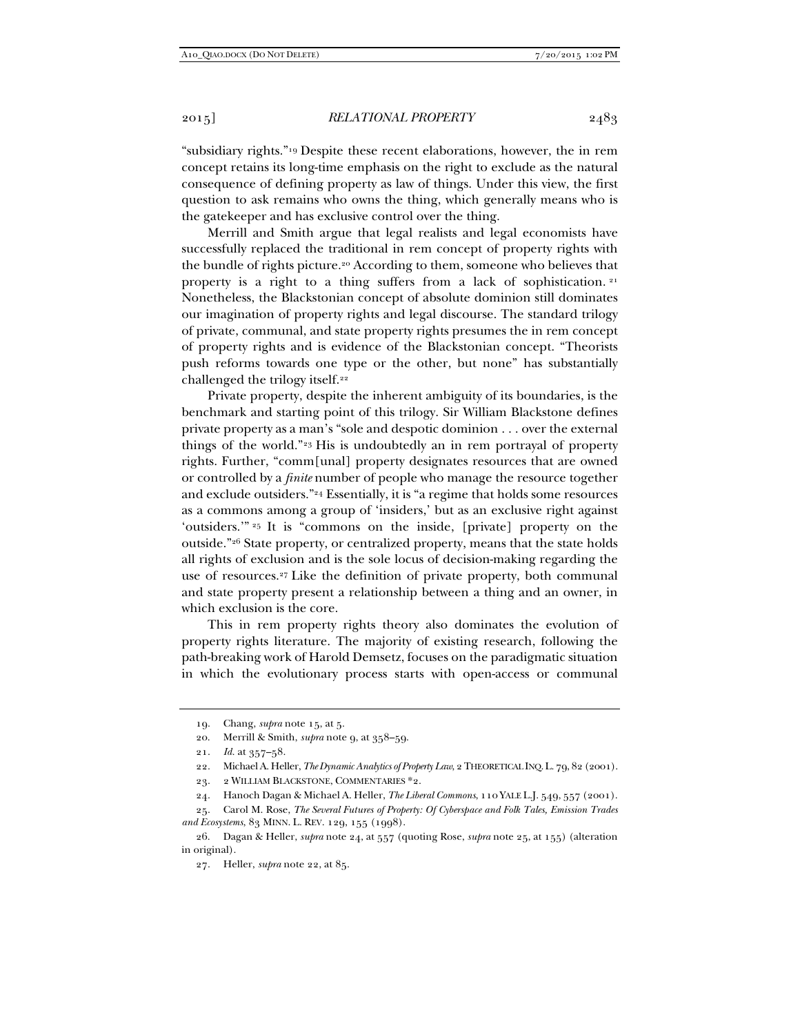"subsidiary rights."[19] Despite these recent elaborations, however, the in rem concept retains its long-time emphasis on the right to exclude as the natural consequence of defining property as law of things. Under this view, the first question to ask remains who owns the thing, which generally means who is the gatekeeper and has exclusive control over the thing.

Merrill and Smith argue that legal realists and legal economists have successfully replaced the traditional in rem concept of property rights with the bundle of rights picture.[20] According to them, someone who believes that property is a right to a thing suffers from a lack of sophistication.[21] Nonetheless, the Blackstonian concept of absolute dominion still dominates our imagination of property rights and legal discourse. The standard trilogy of private, communal, and state property rights presumes the in rem concept of property rights and is evidence of the Blackstonian concept. "Theorists push reforms towards one type or the other, but none" has substantially challenged the trilogy itself.[22]

Private property, despite the inherent ambiguity of its boundaries, is the benchmark and starting point of this trilogy. Sir William Blackstone defines private property as a man's "sole and despotic dominion . . . over the external things of the world."[23] His is undoubtedly an in rem portrayal of property rights. Further, "comm[unal] property designates resources that are owned or controlled by a *finite* number of people who manage the resource together and exclude outsiders."[24] Essentially, it is "a regime that holds some resources as a commons among a group of 'insiders,' but as an exclusive right against 'outsiders.'"[25] It is "commons on the inside, [private] property on the outside."[26] State property, or centralized property, means that the state holds all rights of exclusion and is the sole locus of decision-making regarding the use of resources.[27] Like the definition of private property, both communal and state property present a relationship between a thing and an owner, in which exclusion is the core.

This in rem property rights theory also dominates the evolution of property rights literature. The majority of existing research, following the path-breaking work of Harold Demsetz, focuses on the paradigmatic situation in which the evolutionary process starts with open-access or communal

---

19. Chang, *supra* note 15, at 5.

20. Merrill & Smith, *supra* note 9, at 358–59.

21. *Id.* at 357–58.

22. Michael A. Heller, *The Dynamic Analytics of Property Law*, 2 THEORETICAL INQ. L. 79, 82 (2001).

23. 2 WILLIAM BLACKSTONE, COMMENTARIES *2.

24. Hanoch Dagan & Michael A. Heller, *The Liberal Commons*, 110 YALE L.J. 549, 557 (2001).

25. Carol M. Rose, *The Several Futures of Property: Of Cyberspace and Folk Tales, Emission Trades and Ecosystems*, 83 MINN. L. REV. 129, 155 (1998).

26. Dagan & Heller, *supra* note 24, at 557 (quoting Rose, *supra* note 25, at 155) (alteration in original).

27. Heller, *supra* note 22, at 85.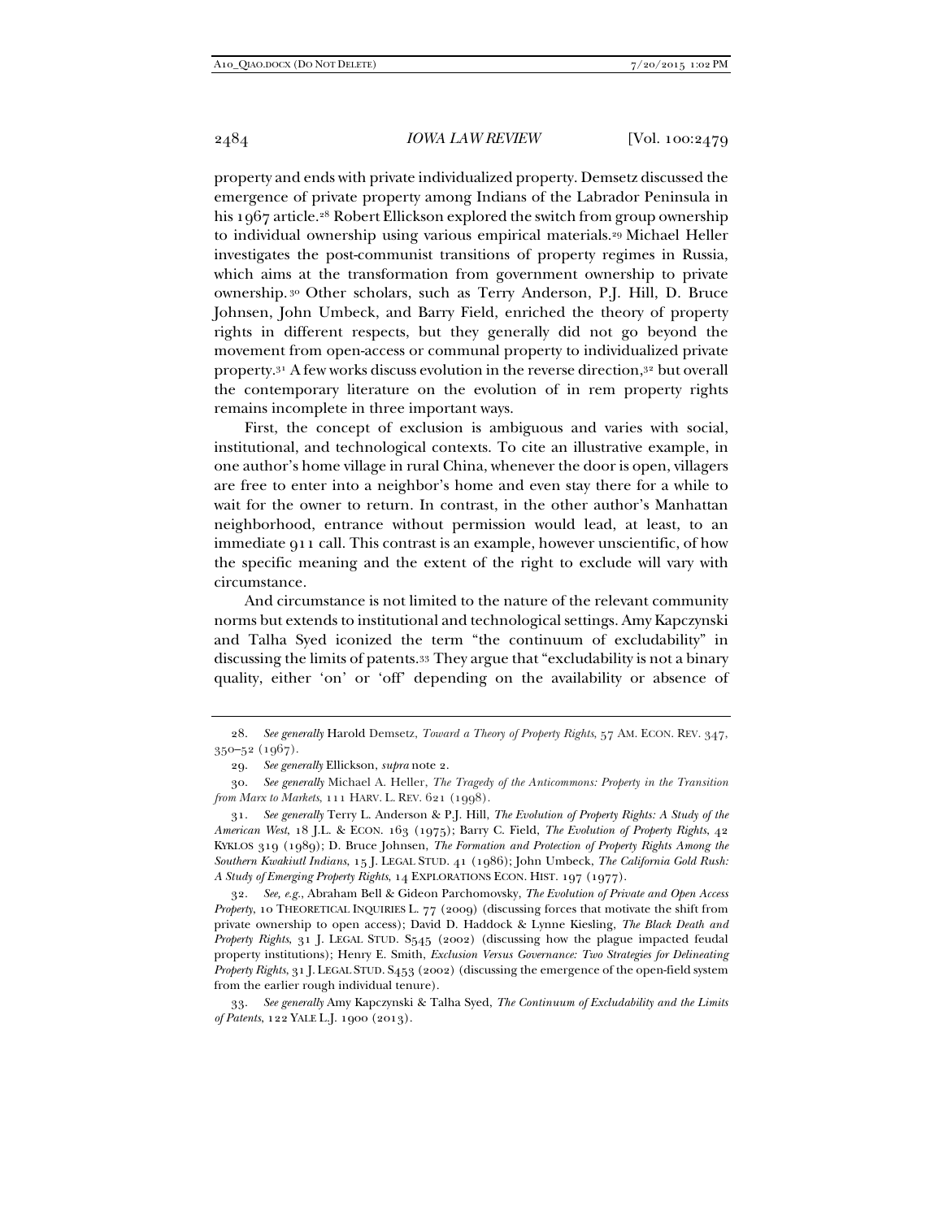property and ends with private individualized property. Demsetz discussed the emergence of private property among Indians of the Labrador Peninsula in his 1967 article.[28] Robert Ellickson explored the switch from group ownership to individual ownership using various empirical materials.[29] Michael Heller investigates the post-communist transitions of property regimes in Russia, which aims at the transformation from government ownership to private ownership.[30] Other scholars, such as Terry Anderson, P.J. Hill, D. Bruce Johnsen, John Umbeck, and Barry Field, enriched the theory of property rights in different respects, but they generally did not go beyond the movement from open-access or communal property to individualized private property.[31] A few works discuss evolution in the reverse direction,[32] but overall the contemporary literature on the evolution of in rem property rights remains incomplete in three important ways.

First, the concept of exclusion is ambiguous and varies with social, institutional, and technological contexts. To cite an illustrative example, in one author's home village in rural China, whenever the door is open, villagers are free to enter into a neighbor's home and even stay there for a while to wait for the owner to return. In contrast, in the other author's Manhattan neighborhood, entrance without permission would lead, at least, to an immediate 911 call. This contrast is an example, however unscientific, of how the specific meaning and the extent of the right to exclude will vary with circumstance.

And circumstance is not limited to the nature of the relevant community norms but extends to institutional and technological settings. Amy Kapczynski and Talha Syed iconized the term "the continuum of excludability" in discussing the limits of patents.[33] They argue that "excludability is not a binary quality, either 'on' or 'off' depending on the availability or absence of

---

28. *See generally* Harold Demsetz, *Toward a Theory of Property Rights*, 57 AM. ECON. REV. 347, 350–52 (1967).

29. *See generally* Ellickson, *supra* note 2.

30. *See generally* Michael A. Heller, *The Tragedy of the Anticommons: Property in the Transition from Marx to Markets*, 111 HARV. L. REV. 621 (1998).

31. *See generally* Terry L. Anderson & P.J. Hill, *The Evolution of Property Rights: A Study of the American West*, 18 J.L. & ECON. 163 (1975); Barry C. Field, *The Evolution of Property Rights*, 42 KYKLOS 319 (1989); D. Bruce Johnsen, *The Formation and Protection of Property Rights Among the Southern Kwakiutl Indians*, 15 J. LEGAL STUD. 41 (1986); John Umbeck, *The California Gold Rush: A Study of Emerging Property Rights*, 14 EXPLORATIONS ECON. HIST. 197 (1977).

32. *See, e.g.*, Abraham Bell & Gideon Parchomovsky, *The Evolution of Private and Open Access Property*, 10 THEORETICAL INQUIRIES L. 77 (2009) (discussing forces that motivate the shift from private ownership to open access); David D. Haddock & Lynne Kiesling, *The Black Death and Property Rights*, 31 J. LEGAL STUD. S545 (2002) (discussing how the plague impacted feudal property institutions); Henry E. Smith, *Exclusion Versus Governance: Two Strategies for Delineating Property Rights*, 31 J. LEGAL STUD. S453 (2002) (discussing the emergence of the open-field system from the earlier rough individual tenure).

33. *See generally* Amy Kapczynski & Talha Syed, *The Continuum of Excludability and the Limits of Patents*, 122 YALE L.J. 1900 (2013).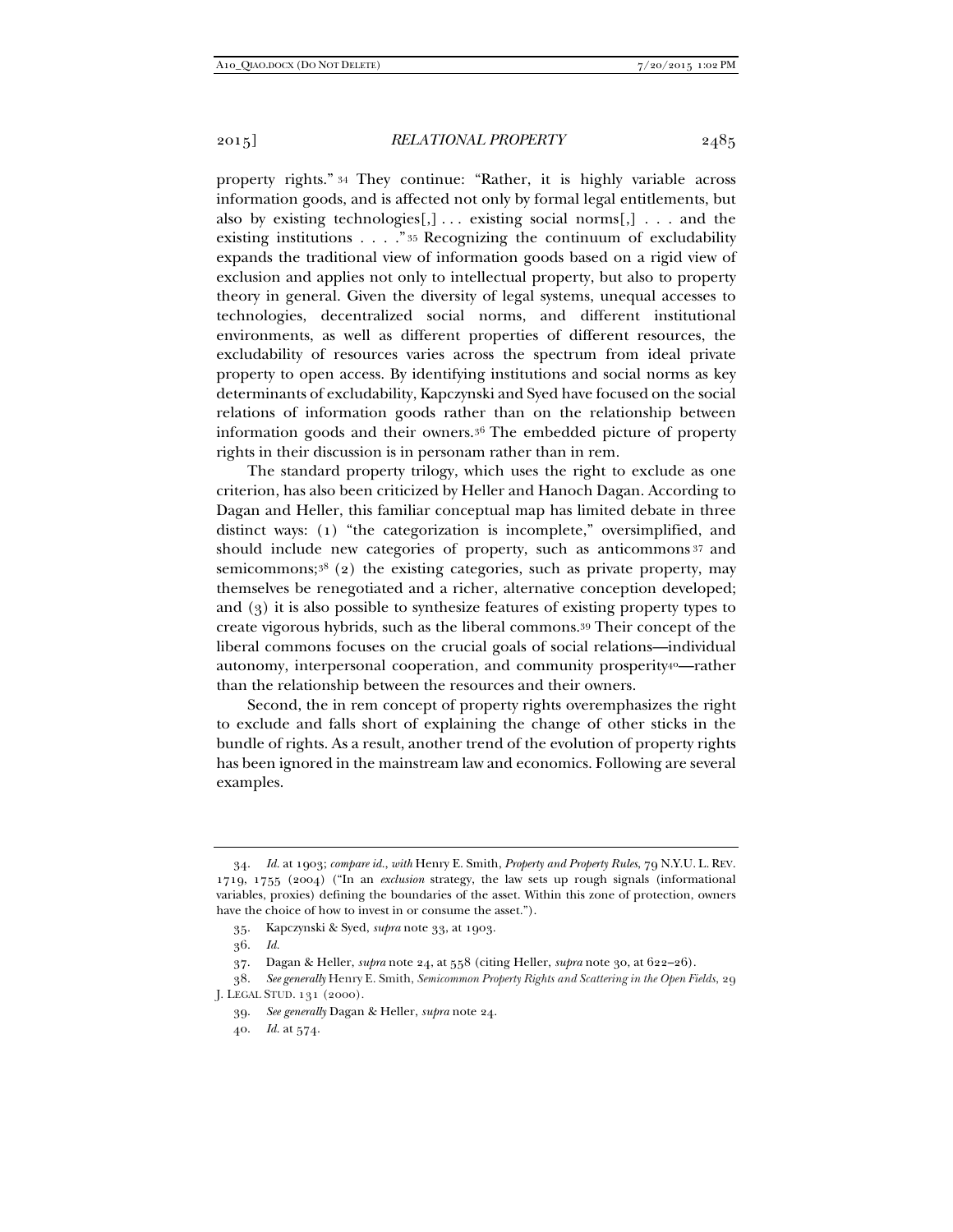property rights."[34] They continue: "Rather, it is highly variable across information goods, and is affected not only by formal legal entitlements, but also by existing technologies[,] . . . existing social norms[,] . . . and the existing institutions . . . ."[35] Recognizing the continuum of excludability expands the traditional view of information goods based on a rigid view of exclusion and applies not only to intellectual property, but also to property theory in general. Given the diversity of legal systems, unequal accesses to technologies, decentralized social norms, and different institutional environments, as well as different properties of different resources, the excludability of resources varies across the spectrum from ideal private property to open access. By identifying institutions and social norms as key determinants of excludability, Kapczynski and Syed have focused on the social relations of information goods rather than on the relationship between information goods and their owners.[36] The embedded picture of property rights in their discussion is in personam rather than in rem.

The standard property trilogy, which uses the right to exclude as one criterion, has also been criticized by Heller and Hanoch Dagan. According to Dagan and Heller, this familiar conceptual map has limited debate in three distinct ways: (1) "the categorization is incomplete," oversimplified, and should include new categories of property, such as anticommons[37] and semicommons;[38] (2) the existing categories, such as private property, may themselves be renegotiated and a richer, alternative conception developed; and (3) it is also possible to synthesize features of existing property types to create vigorous hybrids, such as the liberal commons.[39] Their concept of the liberal commons focuses on the crucial goals of social relations—individual autonomy, interpersonal cooperation, and community prosperity[40]—rather than the relationship between the resources and their owners.

Second, the in rem concept of property rights overemphasizes the right to exclude and falls short of explaining the change of other sticks in the bundle of rights. As a result, another trend of the evolution of property rights has been ignored in the mainstream law and economics. Following are several examples.

---

34. *Id.* at 1903; *compare id.*, *with* Henry E. Smith, *Property and Property Rules*, 79 N.Y.U. L. REV. 1719, 1755 (2004) ("In an *exclusion* strategy, the law sets up rough signals (informational variables, proxies) defining the boundaries of the asset. Within this zone of protection, owners have the choice of how to invest in or consume the asset.").

35. Kapczynski & Syed, *supra* note 33, at 1903.

36. *Id.*

37. Dagan & Heller, *supra* note 24, at 558 (citing Heller, *supra* note 30, at 622–26).

38. *See generally* Henry E. Smith, *Semicommon Property Rights and Scattering in the Open Fields*, 29 J. LEGAL STUD. 131 (2000).

39. *See generally* Dagan & Heller, *supra* note 24.

40. *Id.* at 574.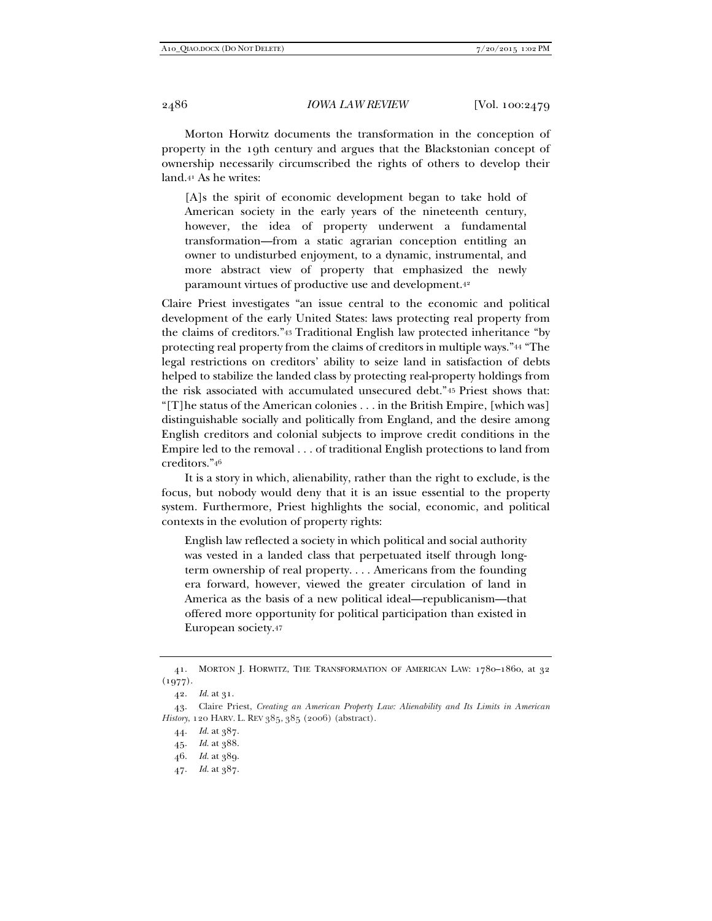Morton Horwitz documents the transformation in the conception of property in the 19th century and argues that the Blackstonian concept of ownership necessarily circumscribed the rights of others to develop their land.[41] As he writes:

> [A]s the spirit of economic development began to take hold of American society in the early years of the nineteenth century, however, the idea of property underwent a fundamental transformation—from a static agrarian conception entitling an owner to undisturbed enjoyment, to a dynamic, instrumental, and more abstract view of property that emphasized the newly paramount virtues of productive use and development.[42]

Claire Priest investigates "an issue central to the economic and political development of the early United States: laws protecting real property from the claims of creditors."[43] Traditional English law protected inheritance "by protecting real property from the claims of creditors in multiple ways."[44] "The legal restrictions on creditors' ability to seize land in satisfaction of debts helped to stabilize the landed class by protecting real-property holdings from the risk associated with accumulated unsecured debt."[45] Priest shows that: "[T]he status of the American colonies . . . in the British Empire, [which was] distinguishable socially and politically from England, and the desire among English creditors and colonial subjects to improve credit conditions in the Empire led to the removal . . . of traditional English protections to land from creditors."[46]

It is a story in which, alienability, rather than the right to exclude, is the focus, but nobody would deny that it is an issue essential to the property system. Furthermore, Priest highlights the social, economic, and political contexts in the evolution of property rights:

> English law reflected a society in which political and social authority was vested in a landed class that perpetuated itself through long-term ownership of real property. . . . Americans from the founding era forward, however, viewed the greater circulation of land in America as the basis of a new political ideal—republicanism—that offered more opportunity for political participation than existed in European society.[47]

---

41. MORTON J. HORWITZ, THE TRANSFORMATION OF AMERICAN LAW: 1780–1860, at 32 (1977).

42. *Id.* at 31.

43. Claire Priest, *Creating an American Property Law: Alienability and Its Limits in American History*, 120 HARV. L. REV 385, 385 (2006) (abstract).

44. *Id.* at 387.

45. *Id.* at 388.

46. *Id.* at 389.

47. *Id.* at 387.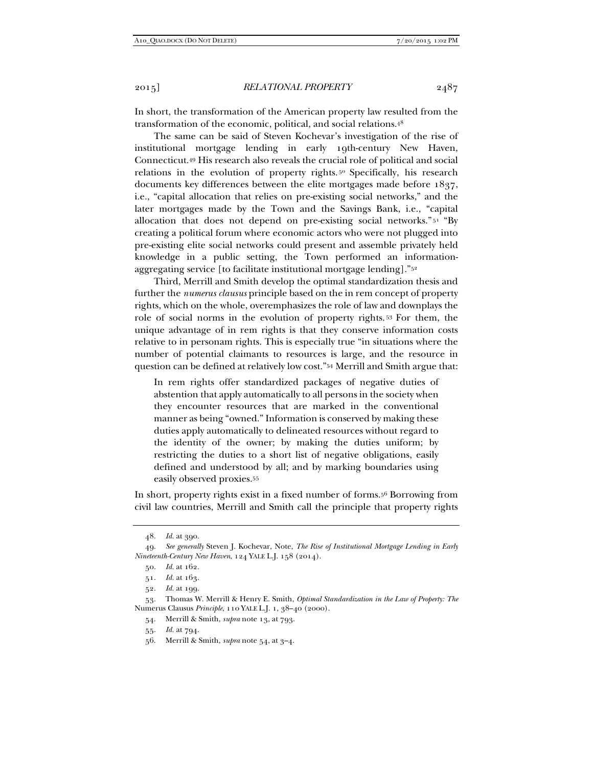In short, the transformation of the American property law resulted from the transformation of the economic, political, and social relations.[48]

The same can be said of Steven Kochevar's investigation of the rise of institutional mortgage lending in early 19th-century New Haven, Connecticut.[49] His research also reveals the crucial role of political and social relations in the evolution of property rights.[50] Specifically, his research documents key differences between the elite mortgages made before 1837, i.e., "capital allocation that relies on pre-existing social networks," and the later mortgages made by the Town and the Savings Bank, i.e., "capital allocation that does not depend on pre-existing social networks."[51] "By creating a political forum where economic actors who were not plugged into pre-existing elite social networks could present and assemble privately held knowledge in a public setting, the Town performed an information-aggregating service [to facilitate institutional mortgage lending]."[52]

Third, Merrill and Smith develop the optimal standardization thesis and further the *numerus clausus* principle based on the in rem concept of property rights, which on the whole, overemphasizes the role of law and downplays the role of social norms in the evolution of property rights.[53] For them, the unique advantage of in rem rights is that they conserve information costs relative to in personam rights. This is especially true "in situations where the number of potential claimants to resources is large, and the resource in question can be defined at relatively low cost."[54] Merrill and Smith argue that:

> In rem rights offer standardized packages of negative duties of abstention that apply automatically to all persons in the society when they encounter resources that are marked in the conventional manner as being "owned." Information is conserved by making these duties apply automatically to delineated resources without regard to the identity of the owner; by making the duties uniform; by restricting the duties to a short list of negative obligations, easily defined and understood by all; and by marking boundaries using easily observed proxies.[55]

In short, property rights exist in a fixed number of forms.[56] Borrowing from civil law countries, Merrill and Smith call the principle that property rights

---

48. *Id.* at 390.

49. *See generally* Steven J. Kochevar, Note, *The Rise of Institutional Mortgage Lending in Early Nineteenth-Century New Haven*, 124 YALE L.J. 158 (2014).

50. *Id.* at 162.

51. *Id.* at 163.

52. *Id.* at 199.

53. Thomas W. Merrill & Henry E. Smith, *Optimal Standardization in the Law of Property: The* Numerus Clausus *Principle*, 110 YALE L.J. 1, 38–40 (2000).

54. Merrill & Smith, *supra* note 13, at 793.

55. *Id.* at 794.

56. Merrill & Smith, *supra* note 54, at 3–4.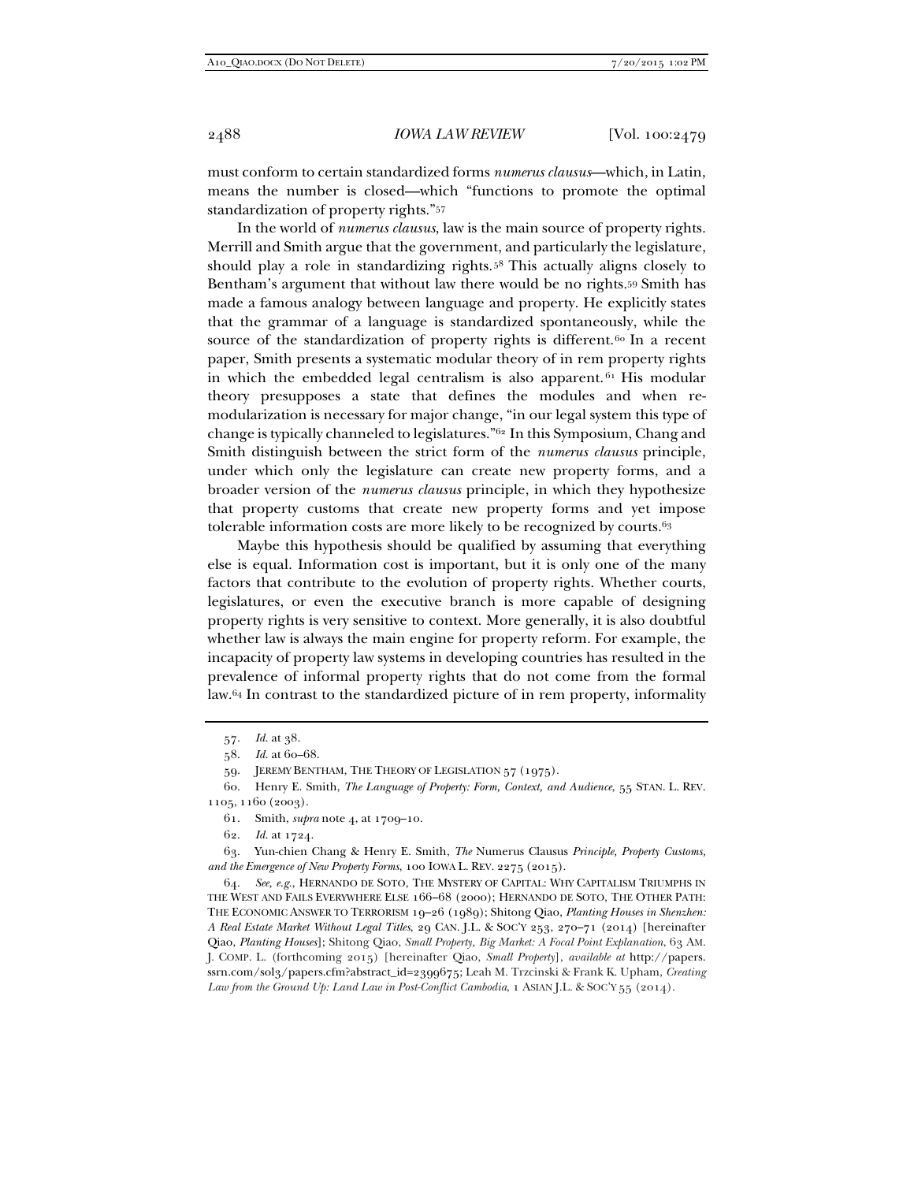must conform to certain standardized forms *numerus clausus*—which, in Latin, means the number is closed—which "functions to promote the optimal standardization of property rights."[57]

In the world of *numerus clausus*, law is the main source of property rights. Merrill and Smith argue that the government, and particularly the legislature, should play a role in standardizing rights.[58] This actually aligns closely to Bentham's argument that without law there would be no rights.[59] Smith has made a famous analogy between language and property. He explicitly states that the grammar of a language is standardized spontaneously, while the source of the standardization of property rights is different.[60] In a recent paper, Smith presents a systematic modular theory of in rem property rights in which the embedded legal centralism is also apparent.[61] His modular theory presupposes a state that defines the modules and when re-modularization is necessary for major change, "in our legal system this type of change is typically channeled to legislatures."[62] In this Symposium, Chang and Smith distinguish between the strict form of the *numerus clausus* principle, under which only the legislature can create new property forms, and a broader version of the *numerus clausus* principle, in which they hypothesize that property customs that create new property forms and yet impose tolerable information costs are more likely to be recognized by courts.[63]

Maybe this hypothesis should be qualified by assuming that everything else is equal. Information cost is important, but it is only one of the many factors that contribute to the evolution of property rights. Whether courts, legislatures, or even the executive branch is more capable of designing property rights is very sensitive to context. More generally, it is also doubtful whether law is always the main engine for property reform. For example, the incapacity of property law systems in developing countries has resulted in the prevalence of informal property rights that do not come from the formal law.[64] In contrast to the standardized picture of in rem property, informality

---

57. *Id.* at 38.

58. *Id.* at 60–68.

59. JEREMY BENTHAM, THE THEORY OF LEGISLATION 57 (1975).

60. Henry E. Smith, *The Language of Property: Form, Context, and Audience*, 55 STAN. L. REV. 1105, 1160 (2003).

61. Smith, *supra* note 4, at 1709–10.

62. *Id.* at 1724.

63. Yun-chien Chang & Henry E. Smith, *The* Numerus Clausus *Principle, Property Customs, and the Emergence of New Property Forms*, 100 IOWA L. REV. 2275 (2015).

64. *See, e.g.*, HERNANDO DE SOTO, THE MYSTERY OF CAPITAL: WHY CAPITALISM TRIUMPHS IN THE WEST AND FAILS EVERYWHERE ELSE 166–68 (2000); HERNANDO DE SOTO, THE OTHER PATH: THE ECONOMIC ANSWER TO TERRORISM 19–26 (1989); Shitong Qiao, *Planting Houses in Shenzhen: A Real Estate Market Without Legal Titles*, 29 CAN. J.L. & SOC'Y 253, 270–71 (2014) [hereinafter Qiao, *Planting Houses*]; Shitong Qiao, *Small Property, Big Market: A Focal Point Explanation*, 63 AM. J. COMP. L. (forthcoming 2015) [hereinafter Qiao, *Small Property*], *available at* http://papers.ssrn.com/sol3/papers.cfm?abstract_id=2399675; Leah M. Trzcinski & Frank K. Upham, *Creating Law from the Ground Up: Land Law in Post-Conflict Cambodia*, 1 ASIAN J.L. & SOC'Y 55 (2014).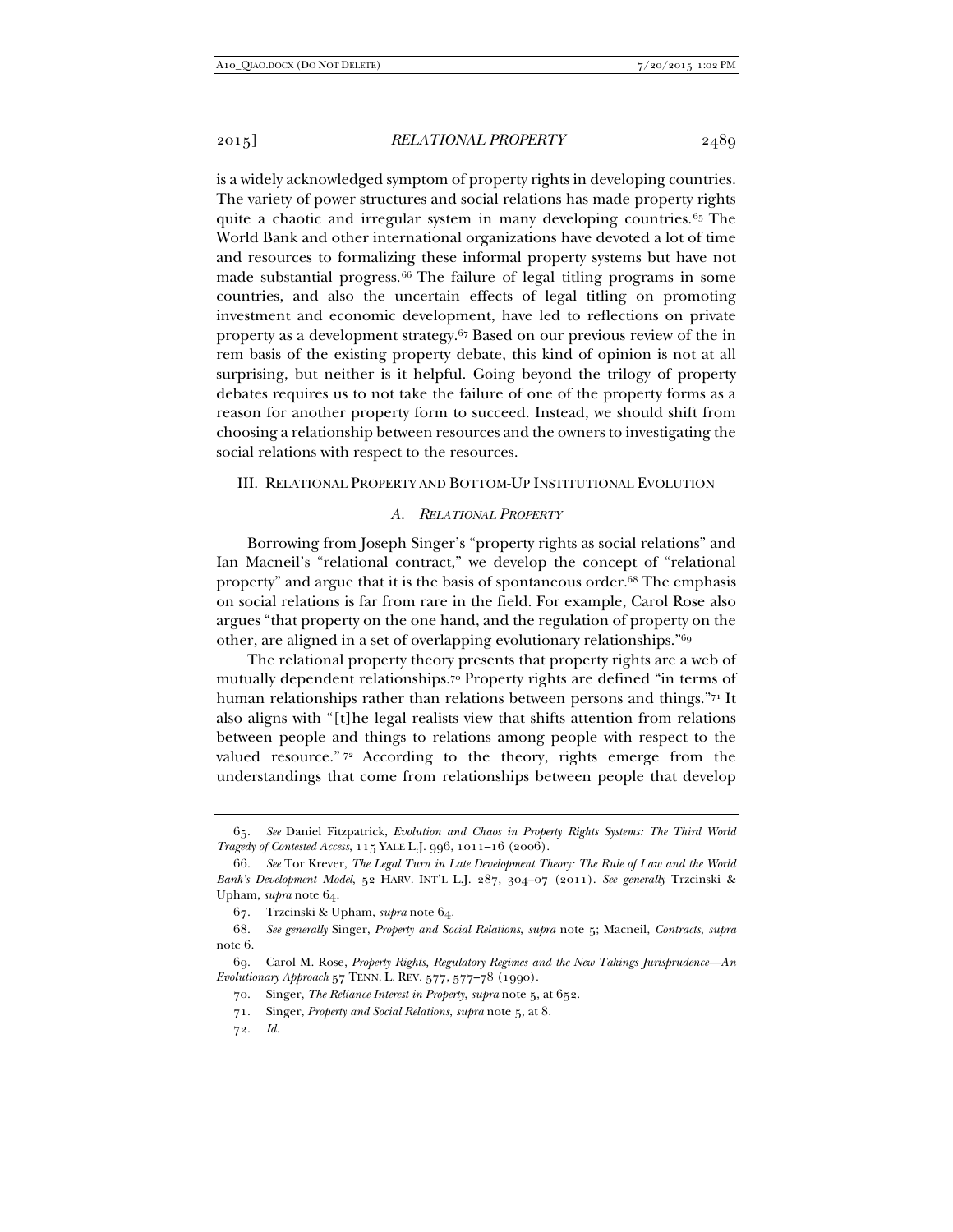is a widely acknowledged symptom of property rights in developing countries. The variety of power structures and social relations has made property rights quite a chaotic and irregular system in many developing countries.[65] The World Bank and other international organizations have devoted a lot of time and resources to formalizing these informal property systems but have not made substantial progress.[66] The failure of legal titling programs in some countries, and also the uncertain effects of legal titling on promoting investment and economic development, have led to reflections on private property as a development strategy.[67] Based on our previous review of the in rem basis of the existing property debate, this kind of opinion is not at all surprising, but neither is it helpful. Going beyond the trilogy of property debates requires us to not take the failure of one of the property forms as a reason for another property form to succeed. Instead, we should shift from choosing a relationship between resources and the owners to investigating the social relations with respect to the resources.

## III. RELATIONAL PROPERTY AND BOTTOM-UP INSTITUTIONAL EVOLUTION

### *A. RELATIONAL PROPERTY*

Borrowing from Joseph Singer's "property rights as social relations" and Ian Macneil's "relational contract," we develop the concept of "relational property" and argue that it is the basis of spontaneous order.[68] The emphasis on social relations is far from rare in the field. For example, Carol Rose also argues "that property on the one hand, and the regulation of property on the other, are aligned in a set of overlapping evolutionary relationships."[69]

The relational property theory presents that property rights are a web of mutually dependent relationships.[70] Property rights are defined "in terms of human relationships rather than relations between persons and things."[71] It also aligns with "[t]he legal realists view that shifts attention from relations between people and things to relations among people with respect to the valued resource."[72] According to the theory, rights emerge from the understandings that come from relationships between people that develop

---

65. *See* Daniel Fitzpatrick, *Evolution and Chaos in Property Rights Systems: The Third World Tragedy of Contested Access*, 115 YALE L.J. 996, 1011–16 (2006).

66. *See* Tor Krever, *The Legal Turn in Late Development Theory: The Rule of Law and the World Bank's Development Model*, 52 HARV. INT'L L.J. 287, 304–07 (2011). *See generally* Trzcinski & Upham, *supra* note 64.

67. Trzcinski & Upham, *supra* note 64.

68. *See generally* Singer, *Property and Social Relations*, *supra* note 5; Macneil, *Contracts*, *supra* note 6.

69. Carol M. Rose, *Property Rights, Regulatory Regimes and the New Takings Jurisprudence—An Evolutionary Approach* 57 TENN. L. REV. 577, 577–78 (1990).

70. Singer, *The Reliance Interest in Property*, *supra* note 5, at 652.

71. Singer, *Property and Social Relations*, *supra* note 5, at 8.

72. *Id.*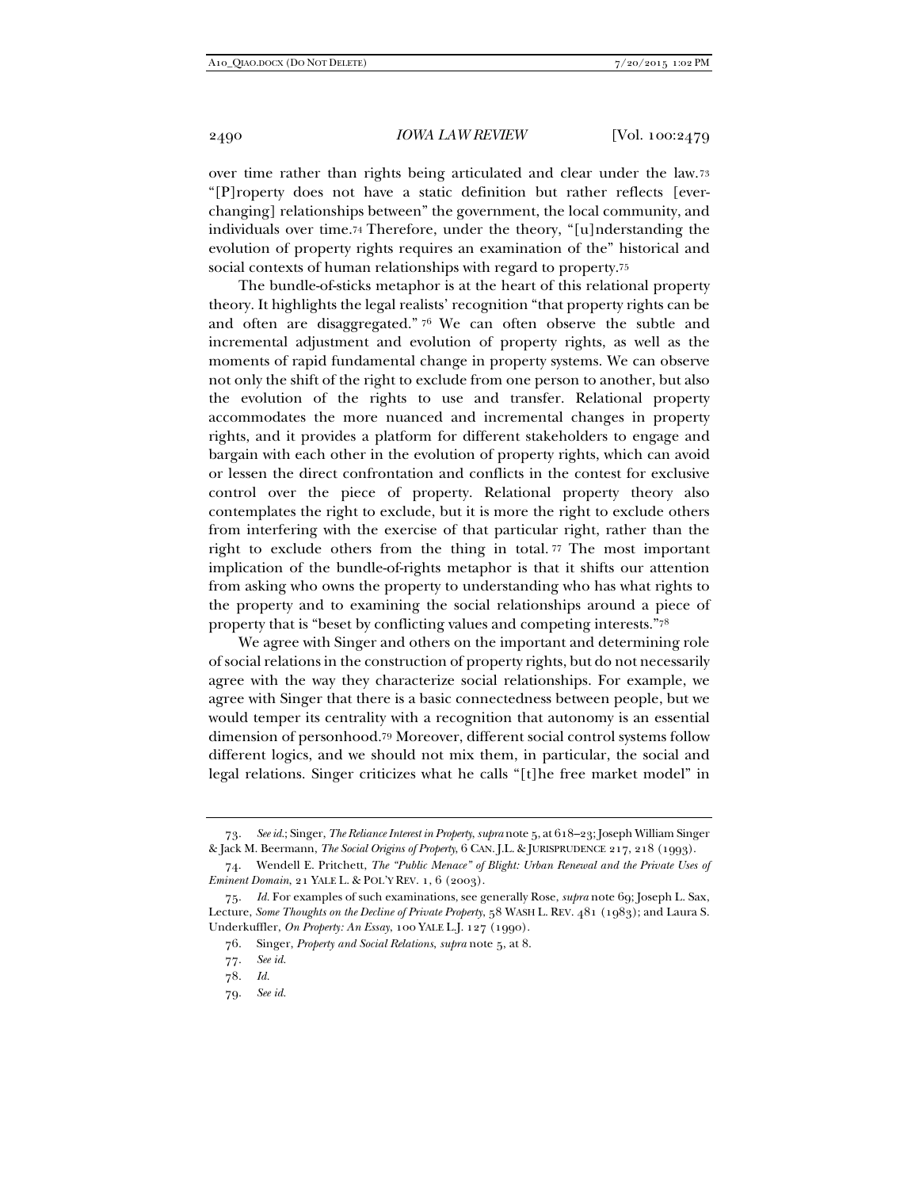over time rather than rights being articulated and clear under the law.[73] "[P]roperty does not have a static definition but rather reflects [ever-changing] relationships between" the government, the local community, and individuals over time.[74] Therefore, under the theory, "[u]nderstanding the evolution of property rights requires an examination of the" historical and social contexts of human relationships with regard to property.[75]

The bundle-of-sticks metaphor is at the heart of this relational property theory. It highlights the legal realists' recognition "that property rights can be and often are disaggregated."[76] We can often observe the subtle and incremental adjustment and evolution of property rights, as well as the moments of rapid fundamental change in property systems. We can observe not only the shift of the right to exclude from one person to another, but also the evolution of the rights to use and transfer. Relational property accommodates the more nuanced and incremental changes in property rights, and it provides a platform for different stakeholders to engage and bargain with each other in the evolution of property rights, which can avoid or lessen the direct confrontation and conflicts in the contest for exclusive control over the piece of property. Relational property theory also contemplates the right to exclude, but it is more the right to exclude others from interfering with the exercise of that particular right, rather than the right to exclude others from the thing in total.[77] The most important implication of the bundle-of-rights metaphor is that it shifts our attention from asking who owns the property to understanding who has what rights to the property and to examining the social relationships around a piece of property that is "beset by conflicting values and competing interests."[78]

We agree with Singer and others on the important and determining role of social relations in the construction of property rights, but do not necessarily agree with the way they characterize social relationships. For example, we agree with Singer that there is a basic connectedness between people, but we would temper its centrality with a recognition that autonomy is an essential dimension of personhood.[79] Moreover, different social control systems follow different logics, and we should not mix them, in particular, the social and legal relations. Singer criticizes what he calls "[t]he free market model" in

---

73. *See id.*; Singer, *The Reliance Interest in Property*, *supra* note 5, at 618–23; Joseph William Singer & Jack M. Beermann, *The Social Origins of Property*, 6 CAN. J.L. & JURISPRUDENCE 217, 218 (1993).

74. Wendell E. Pritchett, *The "Public Menace" of Blight: Urban Renewal and the Private Uses of Eminent Domain*, 21 YALE L. & POL'Y REV. 1, 6 (2003).

75. *Id.* For examples of such examinations, see generally Rose, *supra* note 69; Joseph L. Sax, Lecture, *Some Thoughts on the Decline of Private Property*, 58 WASH L. REV. 481 (1983); and Laura S. Underkuffler, *On Property: An Essay*, 100 YALE L.J. 127 (1990).

76. Singer, *Property and Social Relations*, *supra* note 5, at 8.

77. *See id.*

78. *Id.*

79. *See id.*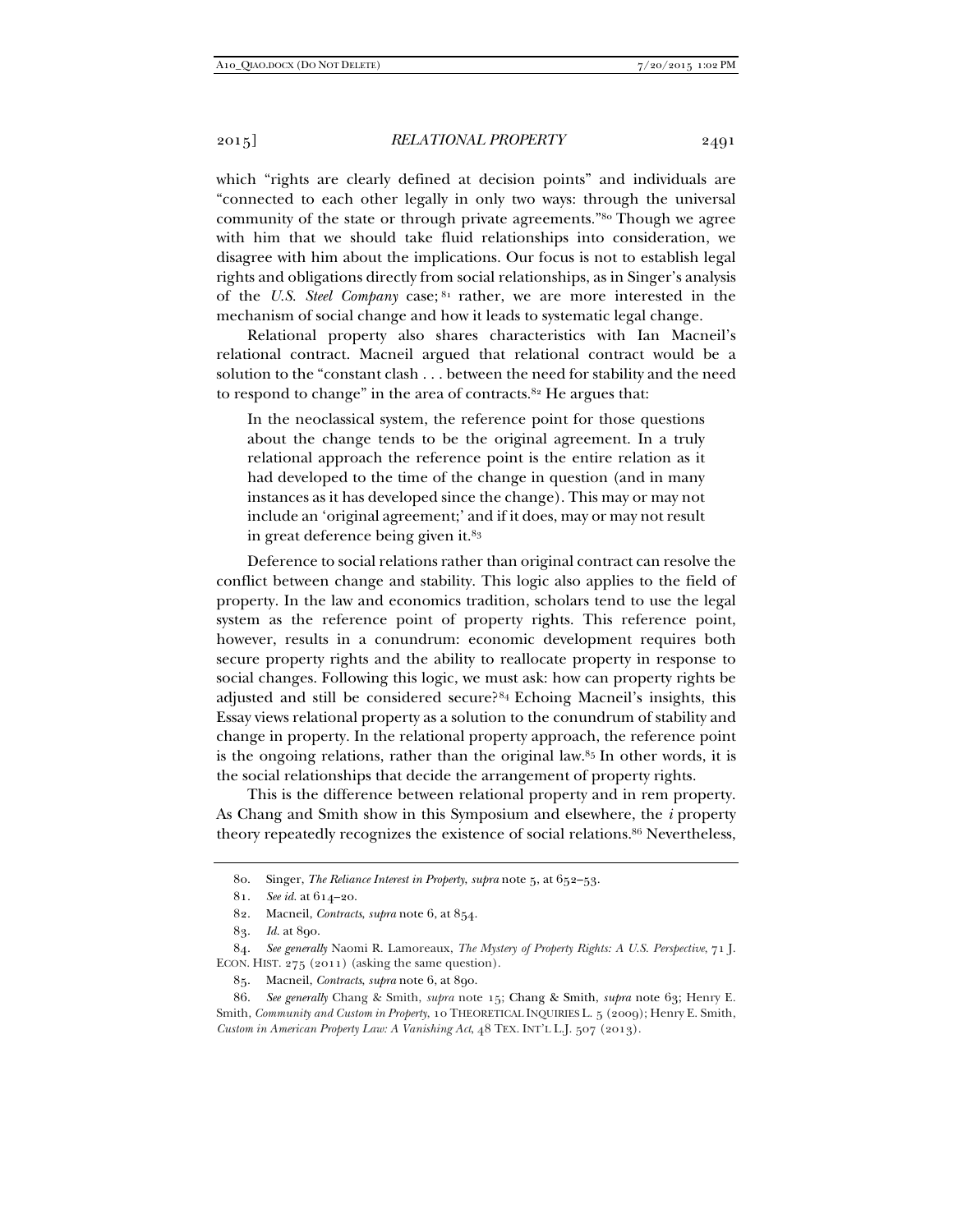which "rights are clearly defined at decision points" and individuals are "connected to each other legally in only two ways: through the universal community of the state or through private agreements."[80] Though we agree with him that we should take fluid relationships into consideration, we disagree with him about the implications. Our focus is not to establish legal rights and obligations directly from social relationships, as in Singer's analysis of the *U.S. Steel Company* case;[81] rather, we are more interested in the mechanism of social change and how it leads to systematic legal change.

Relational property also shares characteristics with Ian Macneil's relational contract. Macneil argued that relational contract would be a solution to the "constant clash . . . between the need for stability and the need to respond to change" in the area of contracts.[82] He argues that:

> In the neoclassical system, the reference point for those questions about the change tends to be the original agreement. In a truly relational approach the reference point is the entire relation as it had developed to the time of the change in question (and in many instances as it has developed since the change). This may or may not include an 'original agreement;' and if it does, may or may not result in great deference being given it.[83]

Deference to social relations rather than original contract can resolve the conflict between change and stability. This logic also applies to the field of property. In the law and economics tradition, scholars tend to use the legal system as the reference point of property rights. This reference point, however, results in a conundrum: economic development requires both secure property rights and the ability to reallocate property in response to social changes. Following this logic, we must ask: how can property rights be adjusted and still be considered secure?[84] Echoing Macneil's insights, this Essay views relational property as a solution to the conundrum of stability and change in property. In the relational property approach, the reference point is the ongoing relations, rather than the original law.[85] In other words, it is the social relationships that decide the arrangement of property rights.

This is the difference between relational property and in rem property. As Chang and Smith show in this Symposium and elsewhere, the *i* property theory repeatedly recognizes the existence of social relations.[86] Nevertheless,

---

80. Singer, *The Reliance Interest in Property*, *supra* note 5, at 652–53.

81. *See id.* at 614–20.

82. Macneil, *Contracts*, *supra* note 6, at 854.

83. *Id.* at 890.

84. *See generally* Naomi R. Lamoreaux, *The Mystery of Property Rights: A U.S. Perspective*, 71 J. ECON. HIST. 275 (2011) (asking the same question).

85. Macneil, *Contracts*, *supra* note 6, at 890.

86. *See generally* Chang & Smith, *supra* note 15; Chang & Smith, *supra* note 63; Henry E. Smith, *Community and Custom in Property*, 10 THEORETICAL INQUIRIES L. 5 (2009); Henry E. Smith, *Custom in American Property Law: A Vanishing Act*, 48 TEX. INT'L L.J. 507 (2013).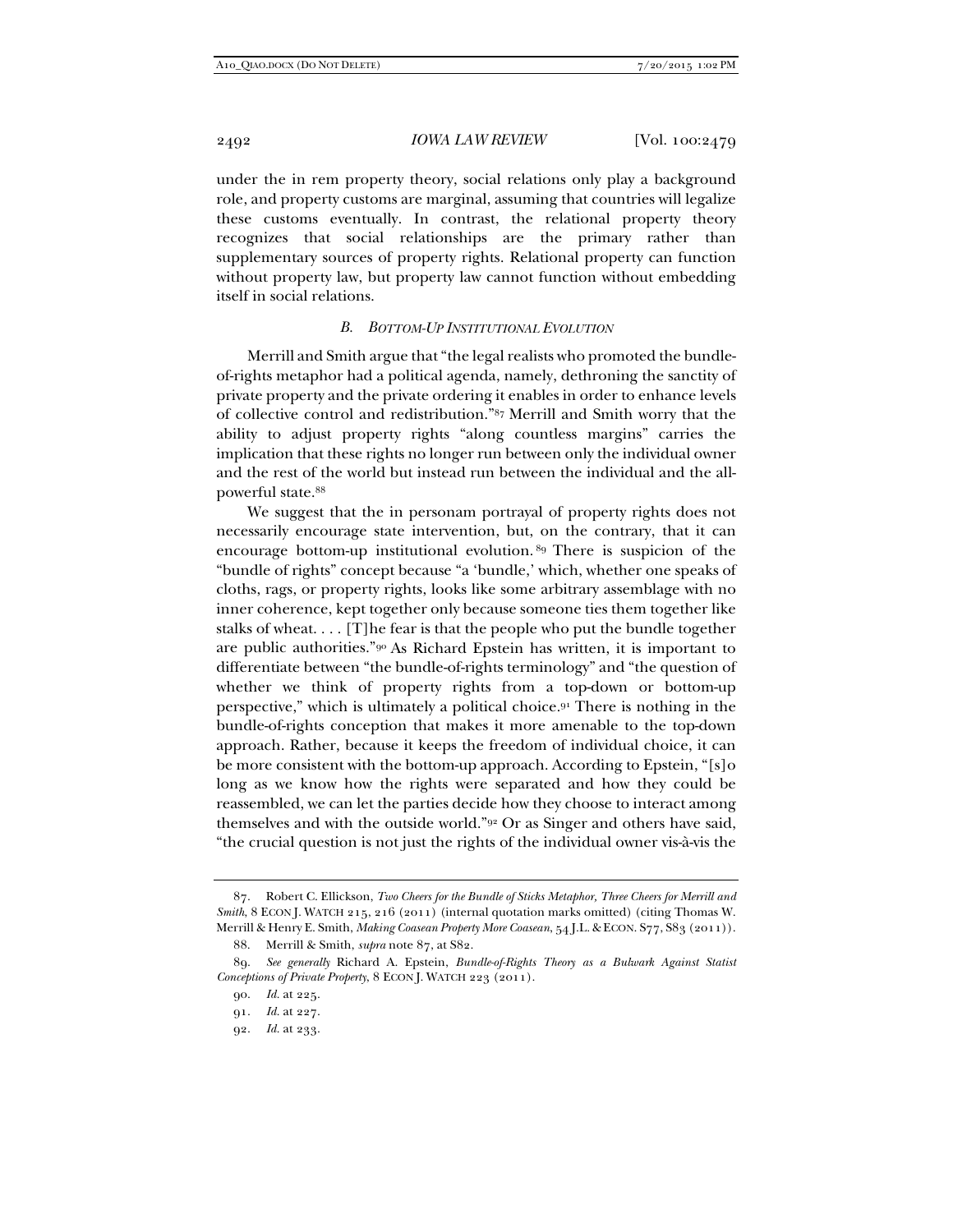under the in rem property theory, social relations only play a background role, and property customs are marginal, assuming that countries will legalize these customs eventually. In contrast, the relational property theory recognizes that social relationships are the primary rather than supplementary sources of property rights. Relational property can function without property law, but property law cannot function without embedding itself in social relations.

### *B. Bottom-Up Institutional Evolution*

Merrill and Smith argue that "the legal realists who promoted the bundle-of-rights metaphor had a political agenda, namely, dethroning the sanctity of private property and the private ordering it enables in order to enhance levels of collective control and redistribution."[87] Merrill and Smith worry that the ability to adjust property rights "along countless margins" carries the implication that these rights no longer run between only the individual owner and the rest of the world but instead run between the individual and the all-powerful state.[88]

We suggest that the in personam portrayal of property rights does not necessarily encourage state intervention, but, on the contrary, that it can encourage bottom-up institutional evolution.[89] There is suspicion of the "bundle of rights" concept because "a 'bundle,' which, whether one speaks of cloths, rags, or property rights, looks like some arbitrary assemblage with no inner coherence, kept together only because someone ties them together like stalks of wheat. . . . [T]he fear is that the people who put the bundle together are public authorities."[90] As Richard Epstein has written, it is important to differentiate between "the bundle-of-rights terminology" and "the question of whether we think of property rights from a top-down or bottom-up perspective," which is ultimately a political choice.[91] There is nothing in the bundle-of-rights conception that makes it more amenable to the top-down approach. Rather, because it keeps the freedom of individual choice, it can be more consistent with the bottom-up approach. According to Epstein, "[s]o long as we know how the rights were separated and how they could be reassembled, we can let the parties decide how they choose to interact among themselves and with the outside world."[92] Or as Singer and others have said, "the crucial question is not just the rights of the individual owner vis-à-vis the

---

87. Robert C. Ellickson, *Two Cheers for the Bundle of Sticks Metaphor, Three Cheers for Merrill and Smith*, 8 ECON J. WATCH 215, 216 (2011) (internal quotation marks omitted) (citing Thomas W. Merrill & Henry E. Smith, *Making Coasean Property More Coasean*, 54 J.L. & ECON. S77, S83 (2011)).

88. Merrill & Smith, *supra* note 87, at S82.

89. *See generally* Richard A. Epstein, *Bundle-of-Rights Theory as a Bulwark Against Statist Conceptions of Private Property*, 8 ECON J. WATCH 223 (2011).

90. *Id.* at 225.

91. *Id.* at 227.

92. *Id.* at 233.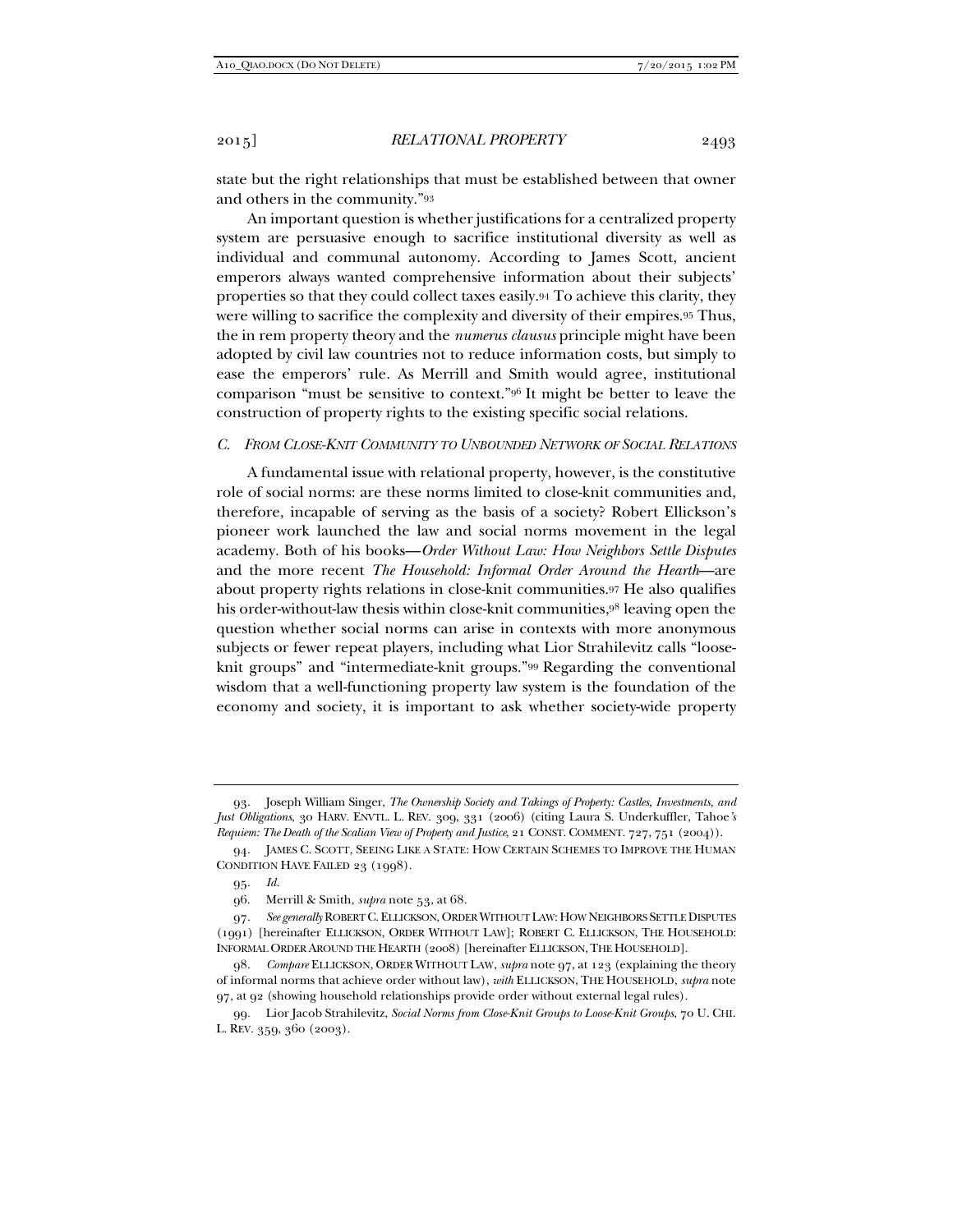state but the right relationships that must be established between that owner and others in the community."[93]

An important question is whether justifications for a centralized property system are persuasive enough to sacrifice institutional diversity as well as individual and communal autonomy. According to James Scott, ancient emperors always wanted comprehensive information about their subjects' properties so that they could collect taxes easily.[94] To achieve this clarity, they were willing to sacrifice the complexity and diversity of their empires.[95] Thus, the in rem property theory and the *numerus clausus* principle might have been adopted by civil law countries not to reduce information costs, but simply to ease the emperors' rule. As Merrill and Smith would agree, institutional comparison "must be sensitive to context."[96] It might be better to leave the construction of property rights to the existing specific social relations.

### *C. From Close-Knit Community to Unbounded Network of Social Relations*

A fundamental issue with relational property, however, is the constitutive role of social norms: are these norms limited to close-knit communities and, therefore, incapable of serving as the basis of a society? Robert Ellickson's pioneer work launched the law and social norms movement in the legal academy. Both of his books—*Order Without Law: How Neighbors Settle Disputes* and the more recent *The Household: Informal Order Around the Hearth*—are about property rights relations in close-knit communities.[97] He also qualifies his order-without-law thesis within close-knit communities,[98] leaving open the question whether social norms can arise in contexts with more anonymous subjects or fewer repeat players, including what Lior Strahilevitz calls "loose-knit groups" and "intermediate-knit groups."[99] Regarding the conventional wisdom that a well-functioning property law system is the foundation of the economy and society, it is important to ask whether society-wide property

---

93. Joseph William Singer, *The Ownership Society and Takings of Property: Castles, Investments, and Just Obligations*, 30 HARV. ENVTL. L. REV. 309, 331 (2006) (citing Laura S. Underkuffler, Tahoe*'s Requiem: The Death of the Scalian View of Property and Justice*, 21 CONST. COMMENT. 727, 751 (2004)).

94. JAMES C. SCOTT, SEEING LIKE A STATE: HOW CERTAIN SCHEMES TO IMPROVE THE HUMAN CONDITION HAVE FAILED 23 (1998).

95. *Id.*

96. Merrill & Smith, *supra* note 53, at 68.

97. *See generally* ROBERT C. ELLICKSON, ORDER WITHOUT LAW: HOW NEIGHBORS SETTLE DISPUTES (1991) [hereinafter ELLICKSON, ORDER WITHOUT LAW]; ROBERT C. ELLICKSON, THE HOUSEHOLD: INFORMAL ORDER AROUND THE HEARTH (2008) [hereinafter ELLICKSON, THE HOUSEHOLD].

98. *Compare* ELLICKSON, ORDER WITHOUT LAW, *supra* note 97, at 123 (explaining the theory of informal norms that achieve order without law), *with* ELLICKSON, THE HOUSEHOLD, *supra* note 97, at 92 (showing household relationships provide order without external legal rules).

99. Lior Jacob Strahilevitz, *Social Norms from Close-Knit Groups to Loose-Knit Groups*, 70 U. CHI. L. REV. 359, 360 (2003).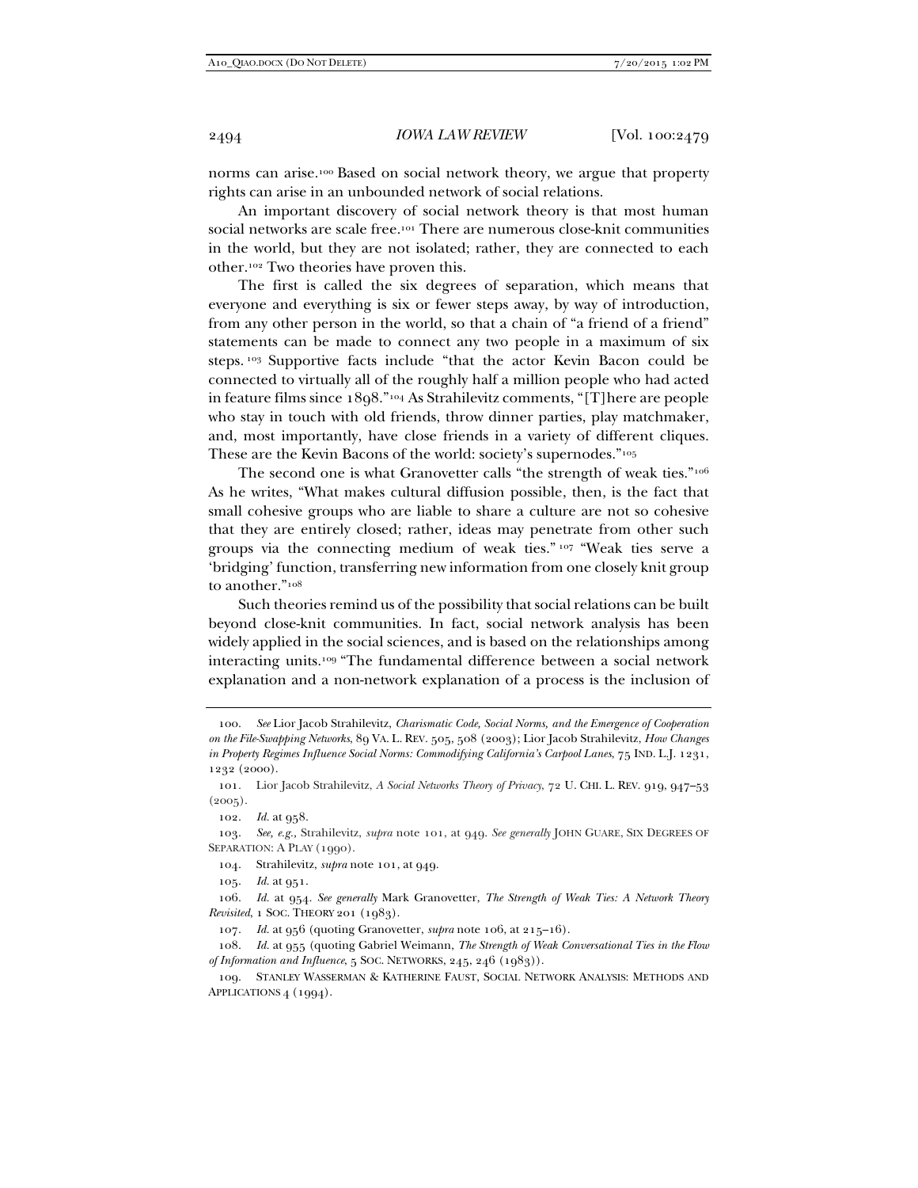norms can arise.[100] Based on social network theory, we argue that property rights can arise in an unbounded network of social relations.

An important discovery of social network theory is that most human social networks are scale free.[101] There are numerous close-knit communities in the world, but they are not isolated; rather, they are connected to each other.[102] Two theories have proven this.

The first is called the six degrees of separation, which means that everyone and everything is six or fewer steps away, by way of introduction, from any other person in the world, so that a chain of "a friend of a friend" statements can be made to connect any two people in a maximum of six steps.[103] Supportive facts include "that the actor Kevin Bacon could be connected to virtually all of the roughly half a million people who had acted in feature films since 1898."[104] As Strahilevitz comments, "[T]here are people who stay in touch with old friends, throw dinner parties, play matchmaker, and, most importantly, have close friends in a variety of different cliques. These are the Kevin Bacons of the world: society's supernodes."[105]

The second one is what Granovetter calls "the strength of weak ties."[106] As he writes, "What makes cultural diffusion possible, then, is the fact that small cohesive groups who are liable to share a culture are not so cohesive that they are entirely closed; rather, ideas may penetrate from other such groups via the connecting medium of weak ties."[107] "Weak ties serve a 'bridging' function, transferring new information from one closely knit group to another."[108]

Such theories remind us of the possibility that social relations can be built beyond close-knit communities. In fact, social network analysis has been widely applied in the social sciences, and is based on the relationships among interacting units.[109] "The fundamental difference between a social network explanation and a non-network explanation of a process is the inclusion of

---

100. *See* Lior Jacob Strahilevitz, *Charismatic Code, Social Norms, and the Emergence of Cooperation on the File-Swapping Networks*, 89 VA. L. REV. 505, 508 (2003); Lior Jacob Strahilevitz, *How Changes in Property Regimes Influence Social Norms: Commodifying California's Carpool Lanes*, 75 IND. L.J. 1231, 1232 (2000).

101. Lior Jacob Strahilevitz, *A Social Networks Theory of Privacy*, 72 U. CHI. L. REV. 919, 947–53 (2005).

102. *Id.* at 958.

103. *See, e.g.*, Strahilevitz, *supra* note 101, at 949. *See generally* JOHN GUARE, SIX DEGREES OF SEPARATION: A PLAY (1990).

104. Strahilevitz, *supra* note 101, at 949.

105. *Id.* at 951.

106. *Id.* at 954. *See generally* Mark Granovetter, *The Strength of Weak Ties: A Network Theory Revisited*, 1 SOC. THEORY 201 (1983).

107. *Id.* at 956 (quoting Granovetter, *supra* note 106, at 215–16).

108. *Id.* at 955 (quoting Gabriel Weimann, *The Strength of Weak Conversational Ties in the Flow of Information and Influence*, 5 SOC. NETWORKS, 245, 246 (1983)).

109. STANLEY WASSERMAN & KATHERINE FAUST, SOCIAL NETWORK ANALYSIS: METHODS AND APPLICATIONS 4 (1994).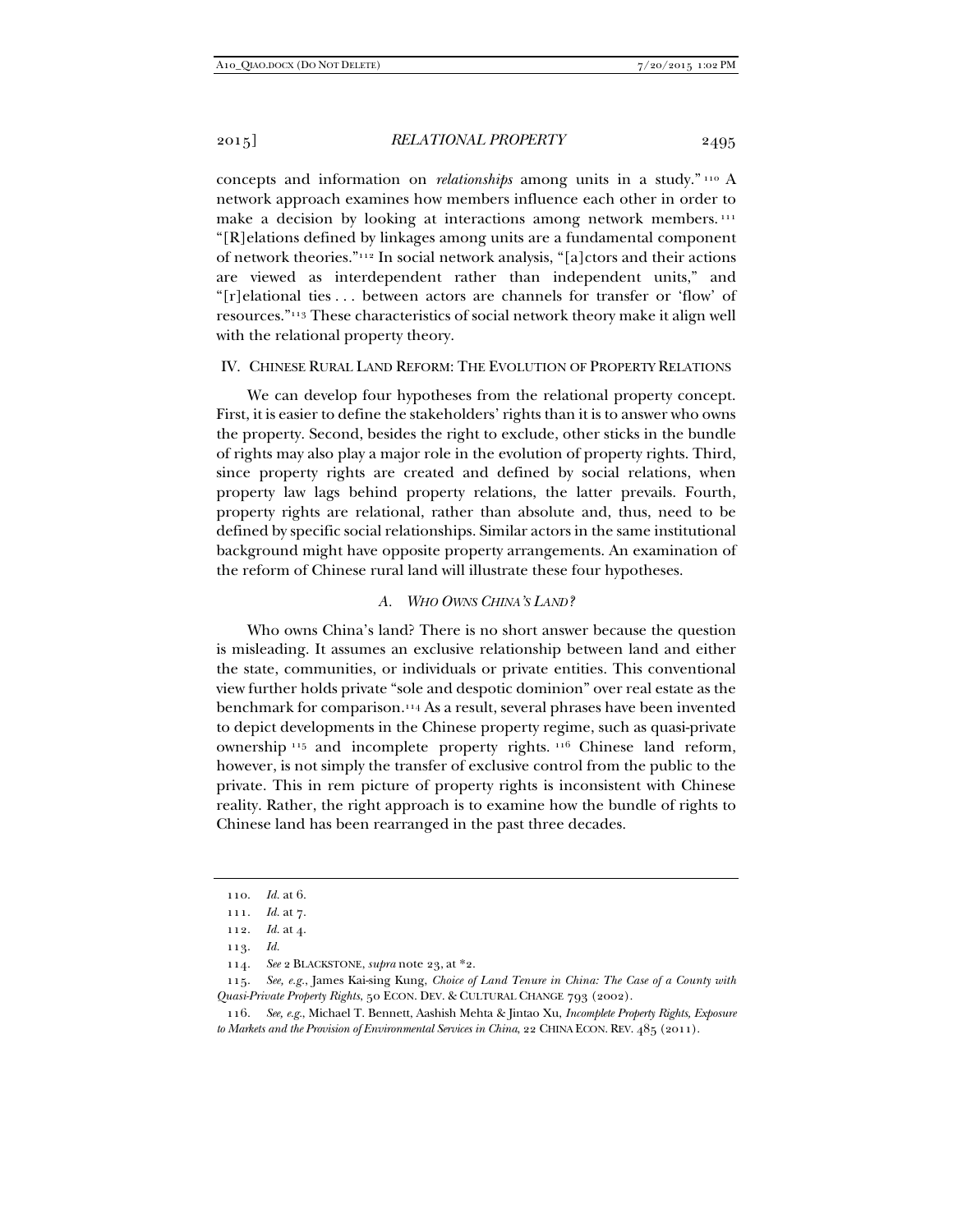concepts and information on *relationships* among units in a study."[110] A network approach examines how members influence each other in order to make a decision by looking at interactions among network members.[111] "[R]elations defined by linkages among units are a fundamental component of network theories."[112] In social network analysis, "[a]ctors and their actions are viewed as interdependent rather than independent units," and "[r]elational ties . . . between actors are channels for transfer or 'flow' of resources."[113] These characteristics of social network theory make it align well with the relational property theory.

## IV. CHINESE RURAL LAND REFORM: THE EVOLUTION OF PROPERTY RELATIONS

We can develop four hypotheses from the relational property concept. First, it is easier to define the stakeholders' rights than it is to answer who owns the property. Second, besides the right to exclude, other sticks in the bundle of rights may also play a major role in the evolution of property rights. Third, since property rights are created and defined by social relations, when property law lags behind property relations, the latter prevails. Fourth, property rights are relational, rather than absolute and, thus, need to be defined by specific social relationships. Similar actors in the same institutional background might have opposite property arrangements. An examination of the reform of Chinese rural land will illustrate these four hypotheses.

### A. *WHO OWNS CHINA'S LAND?*

Who owns China's land? There is no short answer because the question is misleading. It assumes an exclusive relationship between land and either the state, communities, or individuals or private entities. This conventional view further holds private "sole and despotic dominion" over real estate as the benchmark for comparison.[114] As a result, several phrases have been invented to depict developments in the Chinese property regime, such as quasi-private ownership[115] and incomplete property rights.[116] Chinese land reform, however, is not simply the transfer of exclusive control from the public to the private. This in rem picture of property rights is inconsistent with Chinese reality. Rather, the right approach is to examine how the bundle of rights to Chinese land has been rearranged in the past three decades.

---

110. *Id.* at 6.

111. *Id.* at 7.

112. *Id.* at 4.

113. *Id.*

114. *See* 2 BLACKSTONE, *supra* note 23, at *2.

115. *See, e.g.*, James Kai-sing Kung, *Choice of Land Tenure in China: The Case of a County with Quasi-Private Property Rights*, 50 ECON. DEV. & CULTURAL CHANGE 793 (2002).

116. *See, e.g.*, Michael T. Bennett, Aashish Mehta & Jintao Xu, *Incomplete Property Rights, Exposure to Markets and the Provision of Environmental Services in China*, 22 CHINA ECON. REV. 485 (2011).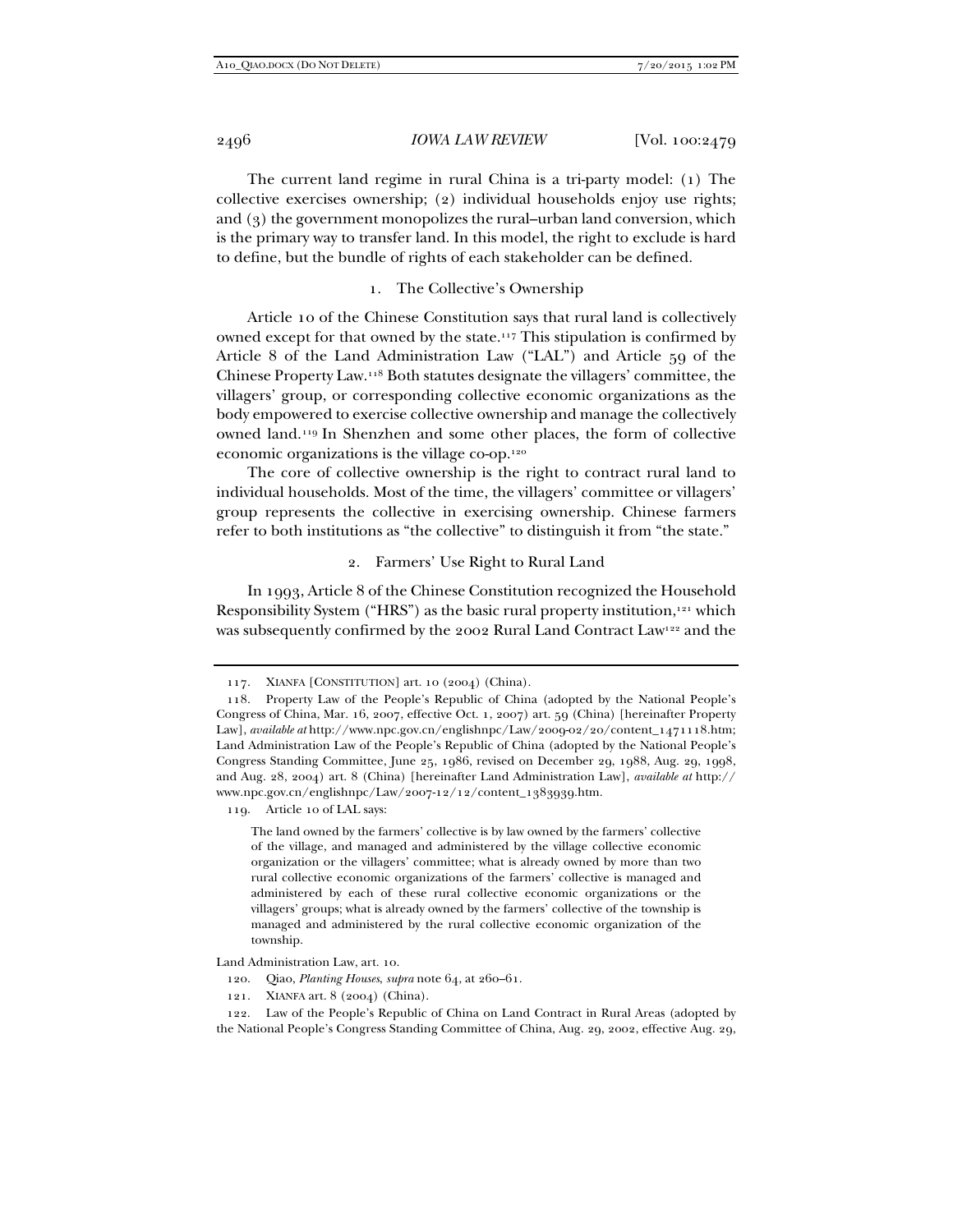The current land regime in rural China is a tri-party model: (1) The collective exercises ownership; (2) individual households enjoy use rights; and (3) the government monopolizes the rural–urban land conversion, which is the primary way to transfer land. In this model, the right to exclude is hard to define, but the bundle of rights of each stakeholder can be defined.

### 1. The Collective's Ownership

Article 10 of the Chinese Constitution says that rural land is collectively owned except for that owned by the state.[117] This stipulation is confirmed by Article 8 of the Land Administration Law ("LAL") and Article 59 of the Chinese Property Law.[118] Both statutes designate the villagers' committee, the villagers' group, or corresponding collective economic organizations as the body empowered to exercise collective ownership and manage the collectively owned land.[119] In Shenzhen and some other places, the form of collective economic organizations is the village co-op.[120]

The core of collective ownership is the right to contract rural land to individual households. Most of the time, the villagers' committee or villagers' group represents the collective in exercising ownership. Chinese farmers refer to both institutions as "the collective" to distinguish it from "the state."

### 2. Farmers' Use Right to Rural Land

In 1993, Article 8 of the Chinese Constitution recognized the Household Responsibility System ("HRS") as the basic rural property institution,[121] which was subsequently confirmed by the 2002 Rural Land Contract Law[122] and the

---

117. XIANFA [CONSTITUTION] art. 10 (2004) (China).

118. Property Law of the People's Republic of China (adopted by the National People's Congress of China, Mar. 16, 2007, effective Oct. 1, 2007) art. 59 (China) [hereinafter Property Law], *available at* http://www.npc.gov.cn/englishnpc/Law/2009-02/20/content_1471118.htm; Land Administration Law of the People's Republic of China (adopted by the National People's Congress Standing Committee, June 25, 1986, revised on December 29, 1988, Aug. 29, 1998, and Aug. 28, 2004) art. 8 (China) [hereinafter Land Administration Law], *available at* http://www.npc.gov.cn/englishnpc/Law/2007-12/12/content_1383939.htm.

119. Article 10 of LAL says:

> The land owned by the farmers' collective is by law owned by the farmers' collective of the village, and managed and administered by the village collective economic organization or the villagers' committee; what is already owned by more than two rural collective economic organizations of the farmers' collective is managed and administered by each of these rural collective economic organizations or the villagers' groups; what is already owned by the farmers' collective of the township is managed and administered by the rural collective economic organization of the township.

Land Administration Law, art. 10.

120. Qiao, *Planting Houses*, *supra* note 64, at 260–61.

121. XIANFA art. 8 (2004) (China).

122. Law of the People's Republic of China on Land Contract in Rural Areas (adopted by the National People's Congress Standing Committee of China, Aug. 29, 2002, effective Aug. 29,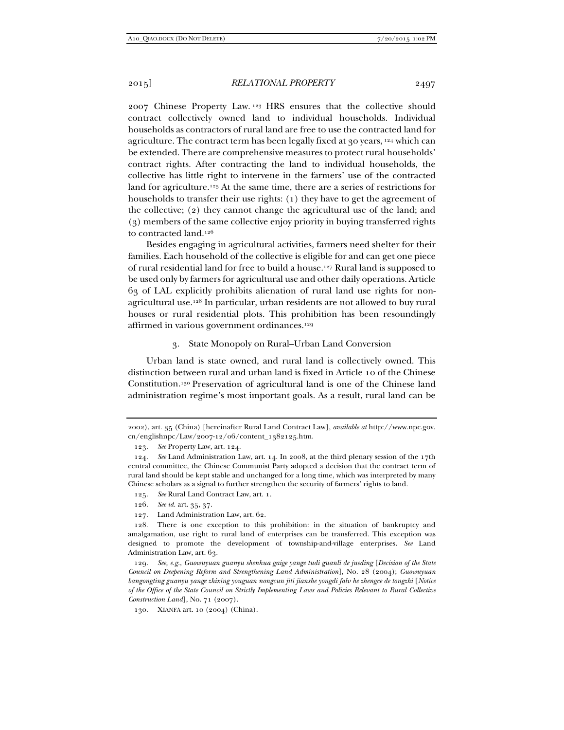2007 Chinese Property Law.[123] HRS ensures that the collective should contract collectively owned land to individual households. Individual households as contractors of rural land are free to use the contracted land for agriculture. The contract term has been legally fixed at 30 years,[124] which can be extended. There are comprehensive measures to protect rural households' contract rights. After contracting the land to individual households, the collective has little right to intervene in the farmers' use of the contracted land for agriculture.[125] At the same time, there are a series of restrictions for households to transfer their use rights: (1) they have to get the agreement of the collective; (2) they cannot change the agricultural use of the land; and (3) members of the same collective enjoy priority in buying transferred rights to contracted land.[126]

Besides engaging in agricultural activities, farmers need shelter for their families. Each household of the collective is eligible for and can get one piece of rural residential land for free to build a house.[127] Rural land is supposed to be used only by farmers for agricultural use and other daily operations. Article 63 of LAL explicitly prohibits alienation of rural land use rights for non-agricultural use.[128] In particular, urban residents are not allowed to buy rural houses or rural residential plots. This prohibition has been resoundingly affirmed in various government ordinances.[129]

### 3. State Monopoly on Rural–Urban Land Conversion

Urban land is state owned, and rural land is collectively owned. This distinction between rural and urban land is fixed in Article 10 of the Chinese Constitution.[130] Preservation of agricultural land is one of the Chinese land administration regime's most important goals. As a result, rural land can be

---

2002), art. 35 (China) [hereinafter Rural Land Contract Law], *available at* http://www.npc.gov.cn/englishnpc/Law/2007-12/06/content_1382125.htm.

123. *See* Property Law, art. 124.

124. *See* Land Administration Law, art. 14. In 2008, at the third plenary session of the 17th central committee, the Chinese Communist Party adopted a decision that the contract term of rural land should be kept stable and unchanged for a long time, which was interpreted by many Chinese scholars as a signal to further strengthen the security of farmers' rights to land.

125. *See* Rural Land Contract Law, art. 1.

126. *See id.* art. 35, 37.

127. Land Administration Law, art. 62.

128. There is one exception to this prohibition: in the situation of bankruptcy and amalgamation, use right to rural land of enterprises can be transferred. This exception was designed to promote the development of township-and-village enterprises. *See* Land Administration Law, art. 63.

129. *See, e.g.*, *Guowuyuan guanyu shenhua gaige yange tudi guanli de jueding* [*Decision of the State Council on Deepening Reform and Strengthening Land Administration*], No. 28 (2004); *Guowuyuan bangongting guanyu yange zhixing youguan nongcun jiti jianshe yongdi falv he zhengce de tongzhi* [*Notice of the Office of the State Council on Strictly Implementing Laws and Policies Relevant to Rural Collective Construction Land*], No. 71 (2007).

130. XIANFA art. 10 (2004) (China).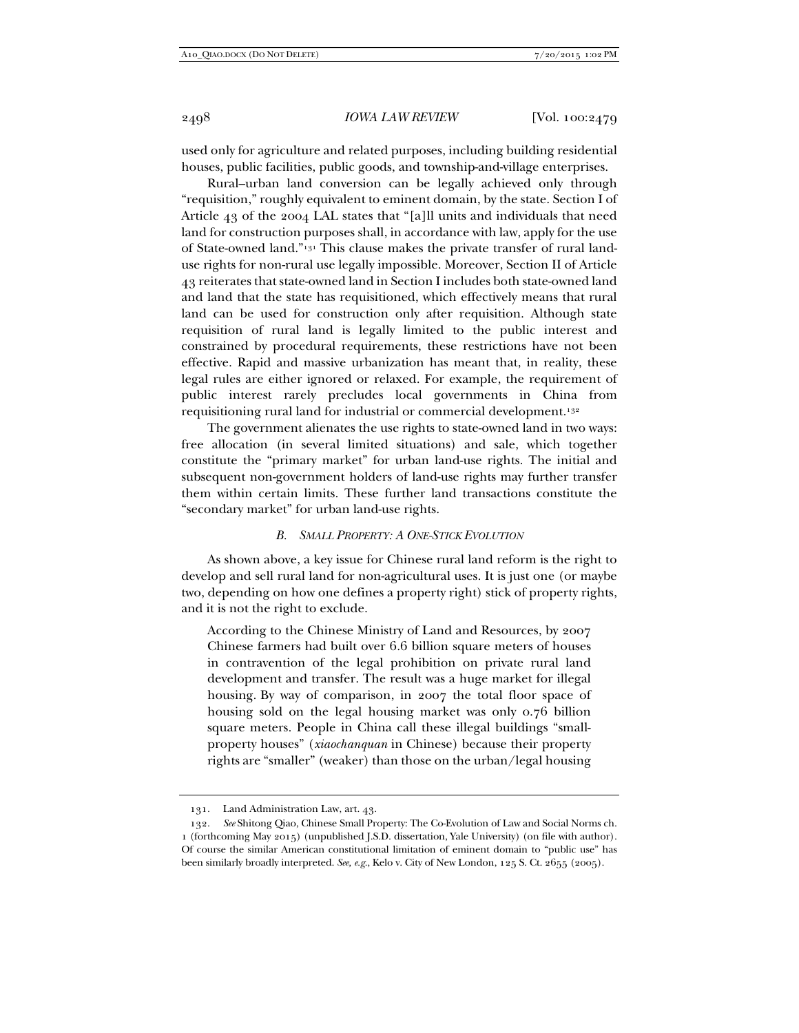used only for agriculture and related purposes, including building residential houses, public facilities, public goods, and township-and-village enterprises.

Rural–urban land conversion can be legally achieved only through "requisition," roughly equivalent to eminent domain, by the state. Section I of Article 43 of the 2004 LAL states that "[a]ll units and individuals that need land for construction purposes shall, in accordance with law, apply for the use of State-owned land."[131] This clause makes the private transfer of rural land-use rights for non-rural use legally impossible. Moreover, Section II of Article 43 reiterates that state-owned land in Section I includes both state-owned land and land that the state has requisitioned, which effectively means that rural land can be used for construction only after requisition. Although state requisition of rural land is legally limited to the public interest and constrained by procedural requirements, these restrictions have not been effective. Rapid and massive urbanization has meant that, in reality, these legal rules are either ignored or relaxed. For example, the requirement of public interest rarely precludes local governments in China from requisitioning rural land for industrial or commercial development.[132]

The government alienates the use rights to state-owned land in two ways: free allocation (in several limited situations) and sale, which together constitute the "primary market" for urban land-use rights. The initial and subsequent non-government holders of land-use rights may further transfer them within certain limits. These further land transactions constitute the "secondary market" for urban land-use rights.

### *B. Small Property: A One-Stick Evolution*

As shown above, a key issue for Chinese rural land reform is the right to develop and sell rural land for non-agricultural uses. It is just one (or maybe two, depending on how one defines a property right) stick of property rights, and it is not the right to exclude.

> According to the Chinese Ministry of Land and Resources, by 2007 Chinese farmers had built over 6.6 billion square meters of houses in contravention of the legal prohibition on private rural land development and transfer. The result was a huge market for illegal housing. By way of comparison, in 2007 the total floor space of housing sold on the legal housing market was only 0.76 billion square meters. People in China call these illegal buildings "small-property houses" (*xiaochanquan* in Chinese) because their property rights are "smaller" (weaker) than those on the urban/legal housing

---

131. Land Administration Law, art. 43.

132. *See* Shitong Qiao, Chinese Small Property: The Co-Evolution of Law and Social Norms ch. 1 (forthcoming May 2015) (unpublished J.S.D. dissertation, Yale University) (on file with author). Of course the similar American constitutional limitation of eminent domain to "public use" has been similarly broadly interpreted. *See, e.g.*, Kelo v. City of New London, 125 S. Ct. 2655 (2005).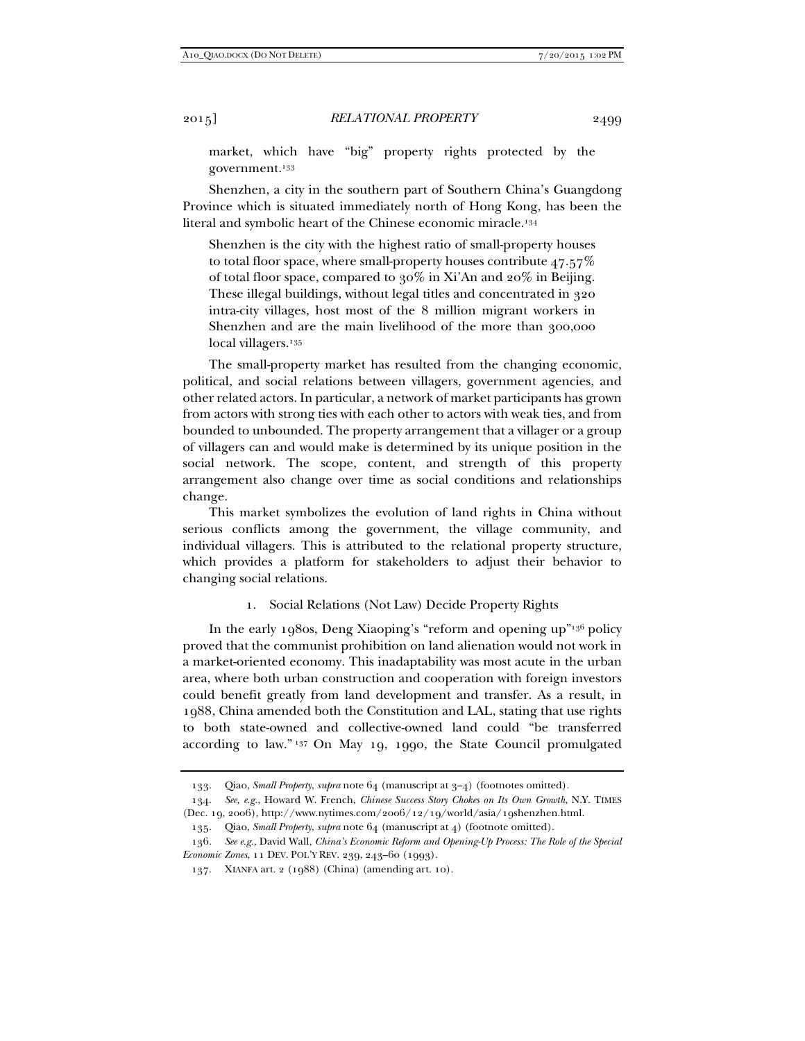market, which have "big" property rights protected by the government.[133]

Shenzhen, a city in the southern part of Southern China's Guangdong Province which is situated immediately north of Hong Kong, has been the literal and symbolic heart of the Chinese economic miracle.[134]

> Shenzhen is the city with the highest ratio of small-property houses to total floor space, where small-property houses contribute 47.57% of total floor space, compared to 30% in Xi'An and 20% in Beijing. These illegal buildings, without legal titles and concentrated in 320 intra-city villages, host most of the 8 million migrant workers in Shenzhen and are the main livelihood of the more than 300,000 local villagers.[135]

The small-property market has resulted from the changing economic, political, and social relations between villagers, government agencies, and other related actors. In particular, a network of market participants has grown from actors with strong ties with each other to actors with weak ties, and from bounded to unbounded. The property arrangement that a villager or a group of villagers can and would make is determined by its unique position in the social network. The scope, content, and strength of this property arrangement also change over time as social conditions and relationships change.

This market symbolizes the evolution of land rights in China without serious conflicts among the government, the village community, and individual villagers. This is attributed to the relational property structure, which provides a platform for stakeholders to adjust their behavior to changing social relations.

#### 1. Social Relations (Not Law) Decide Property Rights

In the early 1980s, Deng Xiaoping's "reform and opening up"[136] policy proved that the communist prohibition on land alienation would not work in a market-oriented economy. This inadaptability was most acute in the urban area, where both urban construction and cooperation with foreign investors could benefit greatly from land development and transfer. As a result, in 1988, China amended both the Constitution and LAL, stating that use rights to both state-owned and collective-owned land could "be transferred according to law."[137] On May 19, 1990, the State Council promulgated

---

133. Qiao, *Small Property*, *supra* note 64 (manuscript at 3–4) (footnotes omitted).

134. *See, e.g.*, Howard W. French, *Chinese Success Story Chokes on Its Own Growth*, N.Y. TIMES (Dec. 19, 2006), http://www.nytimes.com/2006/12/19/world/asia/19shenzhen.html.

135. Qiao, *Small Property*, *supra* note 64 (manuscript at 4) (footnote omitted).

136. *See e.g.*, David Wall, *China's Economic Reform and Opening-Up Process: The Role of the Special Economic Zones*, 11 DEV. POL'Y REV. 239, 243–60 (1993).

137. XIANFA art. 2 (1988) (China) (amending art. 10).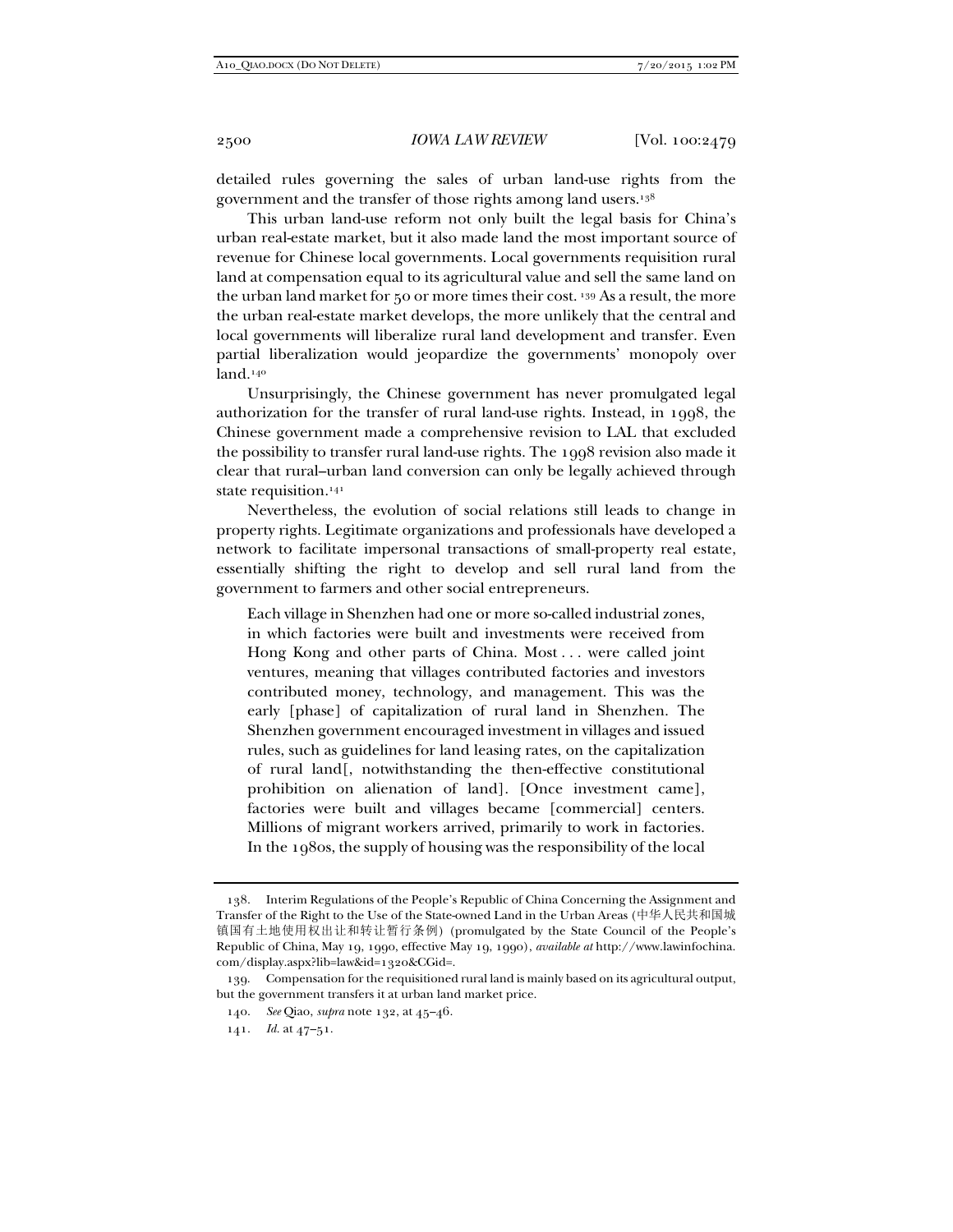detailed rules governing the sales of urban land-use rights from the government and the transfer of those rights among land users.[138]

This urban land-use reform not only built the legal basis for China's urban real-estate market, but it also made land the most important source of revenue for Chinese local governments. Local governments requisition rural land at compensation equal to its agricultural value and sell the same land on the urban land market for 50 or more times their cost. [139] As a result, the more the urban real-estate market develops, the more unlikely that the central and local governments will liberalize rural land development and transfer. Even partial liberalization would jeopardize the governments' monopoly over land.[140]

Unsurprisingly, the Chinese government has never promulgated legal authorization for the transfer of rural land-use rights. Instead, in 1998, the Chinese government made a comprehensive revision to LAL that excluded the possibility to transfer rural land-use rights. The 1998 revision also made it clear that rural–urban land conversion can only be legally achieved through state requisition.[141]

Nevertheless, the evolution of social relations still leads to change in property rights. Legitimate organizations and professionals have developed a network to facilitate impersonal transactions of small-property real estate, essentially shifting the right to develop and sell rural land from the government to farmers and other social entrepreneurs.

> Each village in Shenzhen had one or more so-called industrial zones, in which factories were built and investments were received from Hong Kong and other parts of China. Most . . . were called joint ventures, meaning that villages contributed factories and investors contributed money, technology, and management. This was the early [phase] of capitalization of rural land in Shenzhen. The Shenzhen government encouraged investment in villages and issued rules, such as guidelines for land leasing rates, on the capitalization of rural land[, notwithstanding the then-effective constitutional prohibition on alienation of land]. [Once investment came], factories were built and villages became [commercial] centers. Millions of migrant workers arrived, primarily to work in factories. In the 1980s, the supply of housing was the responsibility of the local

---

138. Interim Regulations of the People's Republic of China Concerning the Assignment and Transfer of the Right to the Use of the State-owned Land in the Urban Areas (中华人民共和国城镇国有土地使用权出让和转让暂行条例) (promulgated by the State Council of the People's Republic of China, May 19, 1990, effective May 19, 1990), *available at* http://www.lawinfochina.com/display.aspx?lib=law&id=1320&CGid=.

139. Compensation for the requisitioned rural land is mainly based on its agricultural output, but the government transfers it at urban land market price.

140. *See* Qiao, *supra* note 132, at 45–46.

141. *Id.* at 47–51.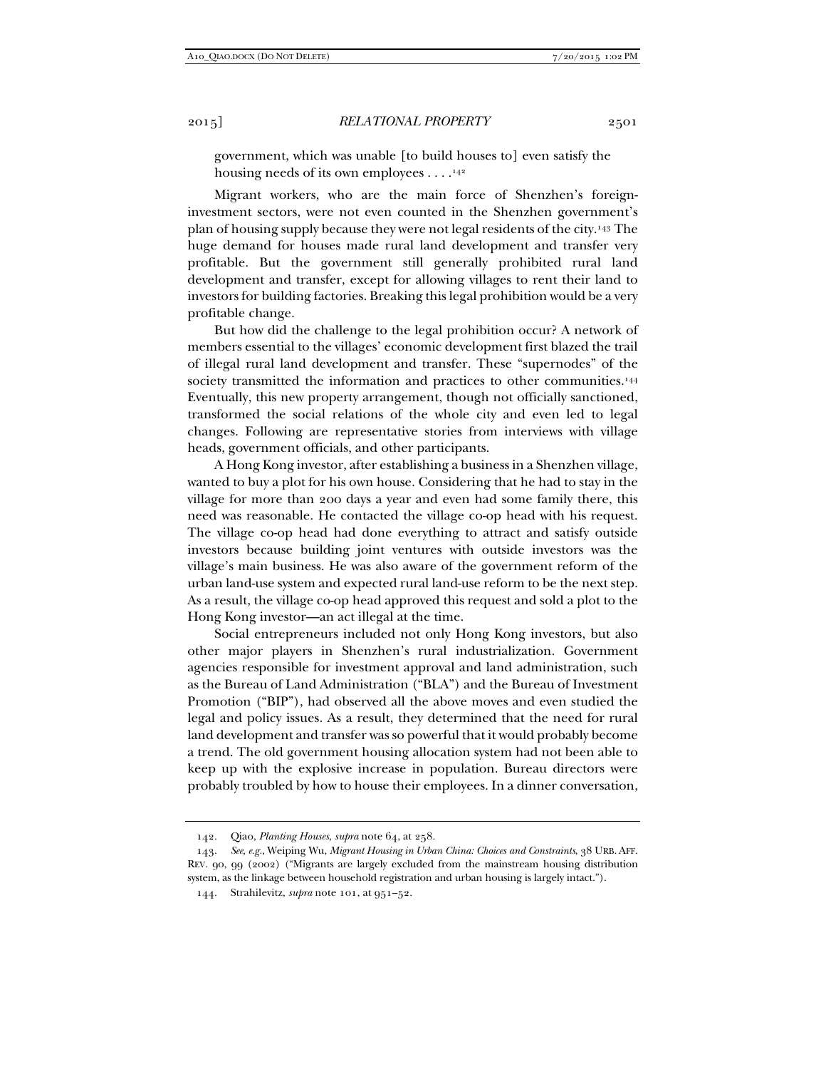government, which was unable [to build houses to] even satisfy the housing needs of its own employees . . . .[142]

Migrant workers, who are the main force of Shenzhen's foreign-investment sectors, were not even counted in the Shenzhen government's plan of housing supply because they were not legal residents of the city.[143] The huge demand for houses made rural land development and transfer very profitable. But the government still generally prohibited rural land development and transfer, except for allowing villages to rent their land to investors for building factories. Breaking this legal prohibition would be a very profitable change.

But how did the challenge to the legal prohibition occur? A network of members essential to the villages' economic development first blazed the trail of illegal rural land development and transfer. These "supernodes" of the society transmitted the information and practices to other communities.[144] Eventually, this new property arrangement, though not officially sanctioned, transformed the social relations of the whole city and even led to legal changes. Following are representative stories from interviews with village heads, government officials, and other participants.

A Hong Kong investor, after establishing a business in a Shenzhen village, wanted to buy a plot for his own house. Considering that he had to stay in the village for more than 200 days a year and even had some family there, this need was reasonable. He contacted the village co-op head with his request. The village co-op head had done everything to attract and satisfy outside investors because building joint ventures with outside investors was the village's main business. He was also aware of the government reform of the urban land-use system and expected rural land-use reform to be the next step. As a result, the village co-op head approved this request and sold a plot to the Hong Kong investor—an act illegal at the time.

Social entrepreneurs included not only Hong Kong investors, but also other major players in Shenzhen's rural industrialization. Government agencies responsible for investment approval and land administration, such as the Bureau of Land Administration ("BLA") and the Bureau of Investment Promotion ("BIP"), had observed all the above moves and even studied the legal and policy issues. As a result, they determined that the need for rural land development and transfer was so powerful that it would probably become a trend. The old government housing allocation system had not been able to keep up with the explosive increase in population. Bureau directors were probably troubled by how to house their employees. In a dinner conversation,

---

142. Qiao, *Planting Houses*, *supra* note 64, at 258.

143. *See, e.g.*, Weiping Wu, *Migrant Housing in Urban China: Choices and Constraints*, 38 URB. AFF. REV. 90, 99 (2002) ("Migrants are largely excluded from the mainstream housing distribution system, as the linkage between household registration and urban housing is largely intact.").

144. Strahilevitz, *supra* note 101, at 951–52.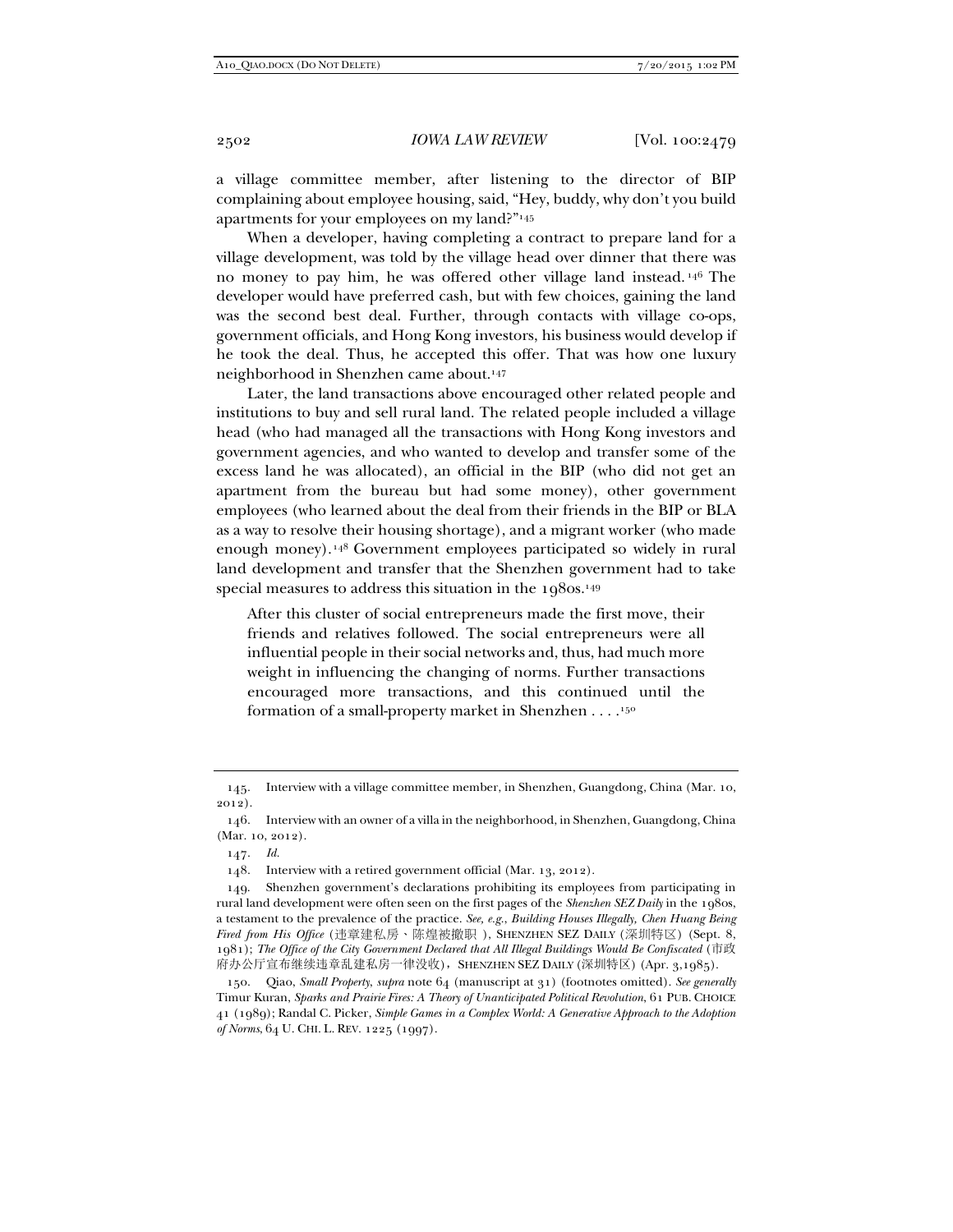a village committee member, after listening to the director of BIP complaining about employee housing, said, "Hey, buddy, why don't you build apartments for your employees on my land?"[145]

When a developer, having completing a contract to prepare land for a village development, was told by the village head over dinner that there was no money to pay him, he was offered other village land instead.[146] The developer would have preferred cash, but with few choices, gaining the land was the second best deal. Further, through contacts with village co-ops, government officials, and Hong Kong investors, his business would develop if he took the deal. Thus, he accepted this offer. That was how one luxury neighborhood in Shenzhen came about.[147]

Later, the land transactions above encouraged other related people and institutions to buy and sell rural land. The related people included a village head (who had managed all the transactions with Hong Kong investors and government agencies, and who wanted to develop and transfer some of the excess land he was allocated), an official in the BIP (who did not get an apartment from the bureau but had some money), other government employees (who learned about the deal from their friends in the BIP or BLA as a way to resolve their housing shortage), and a migrant worker (who made enough money).[148] Government employees participated so widely in rural land development and transfer that the Shenzhen government had to take special measures to address this situation in the 1980s.[149]

> After this cluster of social entrepreneurs made the first move, their friends and relatives followed. The social entrepreneurs were all influential people in their social networks and, thus, had much more weight in influencing the changing of norms. Further transactions encouraged more transactions, and this continued until the formation of a small-property market in Shenzhen . . . .[150]

---

145. Interview with a village committee member, in Shenzhen, Guangdong, China (Mar. 10, 2012).

146. Interview with an owner of a villa in the neighborhood, in Shenzhen, Guangdong, China (Mar. 10, 2012).

147. *Id.*

148. Interview with a retired government official (Mar. 13, 2012).

149. Shenzhen government's declarations prohibiting its employees from participating in rural land development were often seen on the first pages of the *Shenzhen SEZ Daily* in the 1980s, a testament to the prevalence of the practice. *See, e.g.*, *Building Houses Illegally, Chen Huang Being Fired from His Office* (违章建私房、陈煌被撤职), SHENZHEN SEZ DAILY (深圳特区) (Sept. 8, 1981); *The Office of the City Government Declared that All Illegal Buildings Would Be Confiscated* (市政府办公厅宣布继续违章乱建私房一律没收), SHENZHEN SEZ DAILY (深圳特区) (Apr. 3,1985).

150. Qiao, *Small Property*, *supra* note 64 (manuscript at 31) (footnotes omitted). *See generally* Timur Kuran, *Sparks and Prairie Fires: A Theory of Unanticipated Political Revolution*, 61 PUB. CHOICE 41 (1989); Randal C. Picker, *Simple Games in a Complex World: A Generative Approach to the Adoption of Norms*, 64 U. CHI. L. REV. 1225 (1997).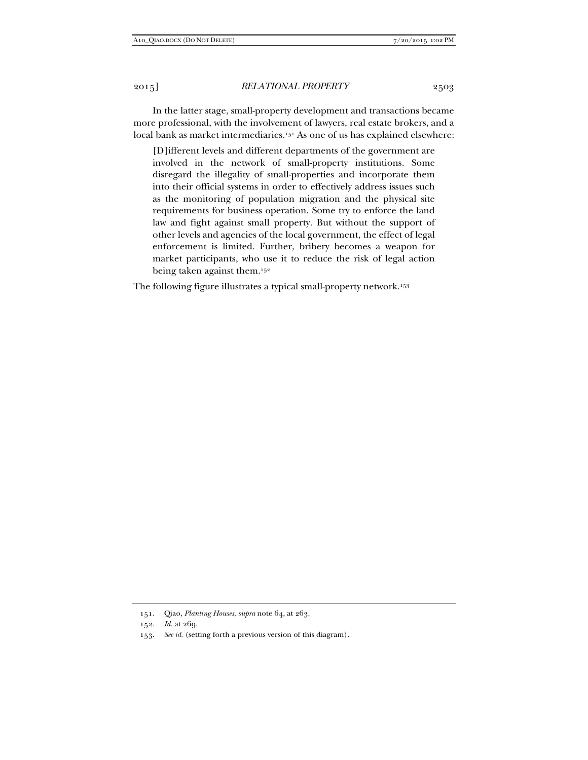In the latter stage, small-property development and transactions became more professional, with the involvement of lawyers, real estate brokers, and a local bank as market intermediaries.[151] As one of us has explained elsewhere:

> [D]ifferent levels and different departments of the government are involved in the network of small-property institutions. Some disregard the illegality of small-properties and incorporate them into their official systems in order to effectively address issues such as the monitoring of population migration and the physical site requirements for business operation. Some try to enforce the land law and fight against small property. But without the support of other levels and agencies of the local government, the effect of legal enforcement is limited. Further, bribery becomes a weapon for market participants, who use it to reduce the risk of legal action being taken against them.[152]

The following figure illustrates a typical small-property network.[153]

---

151. Qiao, *Planting Houses*, *supra* note 64, at 263.

152. *Id.* at 269.

153. *See id.* (setting forth a previous version of this diagram).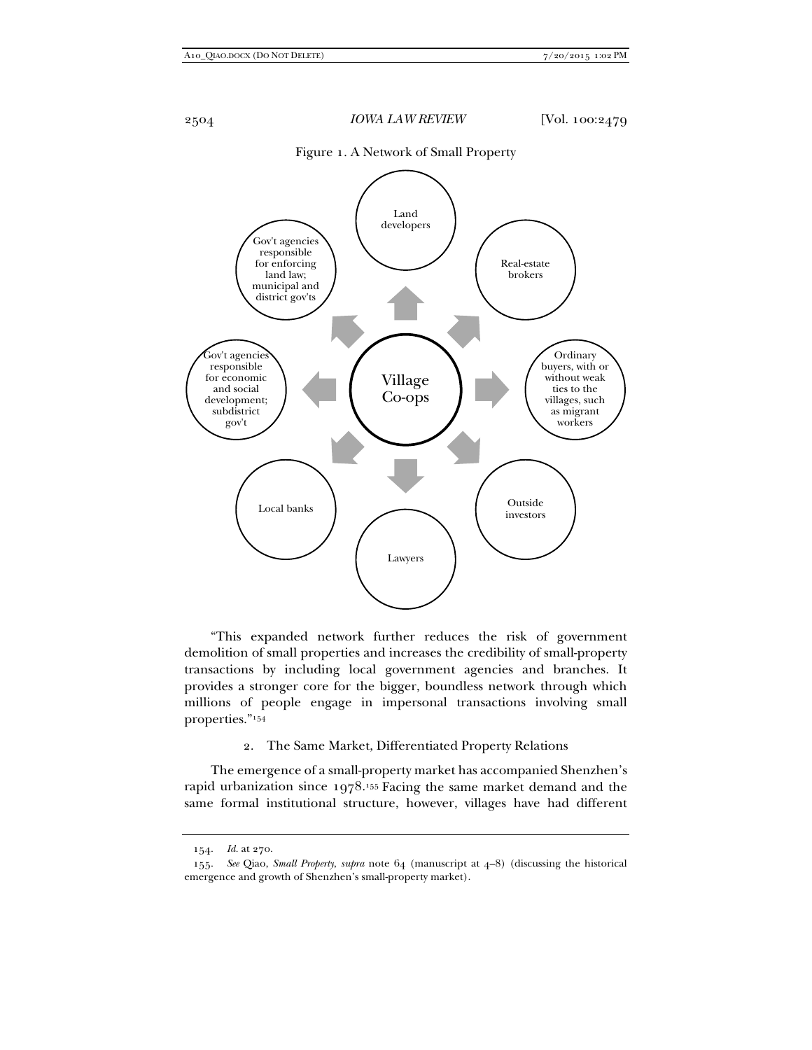Figure 1. A Network of Small Property

Village Co-ops

Land developers

Real-estate brokers

Ordinary buyers, with or without weak ties to the villages, such as migrant workers

Outside investors

Lawyers

Local banks

Gov't agencies responsible for economic and social development; subdistrict gov't

Gov't agencies responsible for enforcing land law; municipal and district gov'ts

"This expanded network further reduces the risk of government demolition of small properties and increases the credibility of small-property transactions by including local government agencies and branches. It provides a stronger core for the bigger, boundless network through which millions of people engage in impersonal transactions involving small properties."[154]

### 2. The Same Market, Differentiated Property Relations

The emergence of a small-property market has accompanied Shenzhen's rapid urbanization since 1978.[155] Facing the same market demand and the same formal institutional structure, however, villages have had different

---

154. *Id.* at 270.

155. *See* Qiao, *Small Property*, *supra* note 64 (manuscript at 4–8) (discussing the historical emergence and growth of Shenzhen's small-property market).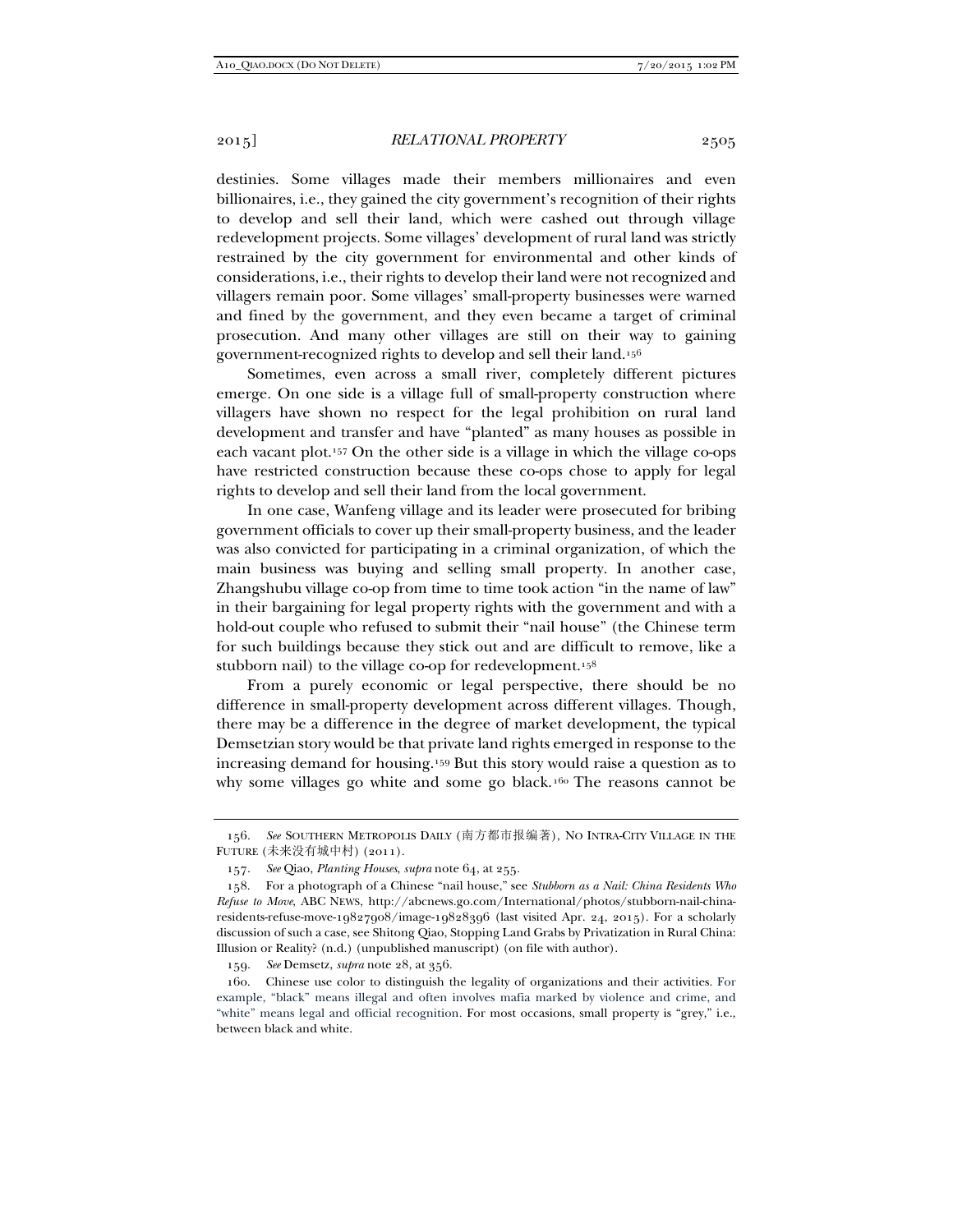destinies. Some villages made their members millionaires and even billionaires, i.e., they gained the city government's recognition of their rights to develop and sell their land, which were cashed out through village redevelopment projects. Some villages' development of rural land was strictly restrained by the city government for environmental and other kinds of considerations, i.e., their rights to develop their land were not recognized and villagers remain poor. Some villages' small-property businesses were warned and fined by the government, and they even became a target of criminal prosecution. And many other villages are still on their way to gaining government-recognized rights to develop and sell their land.[156]

Sometimes, even across a small river, completely different pictures emerge. On one side is a village full of small-property construction where villagers have shown no respect for the legal prohibition on rural land development and transfer and have "planted" as many houses as possible in each vacant plot.[157] On the other side is a village in which the village co-ops have restricted construction because these co-ops chose to apply for legal rights to develop and sell their land from the local government.

In one case, Wanfeng village and its leader were prosecuted for bribing government officials to cover up their small-property business, and the leader was also convicted for participating in a criminal organization, of which the main business was buying and selling small property. In another case, Zhangshubu village co-op from time to time took action "in the name of law" in their bargaining for legal property rights with the government and with a hold-out couple who refused to submit their "nail house" (the Chinese term for such buildings because they stick out and are difficult to remove, like a stubborn nail) to the village co-op for redevelopment.[158]

From a purely economic or legal perspective, there should be no difference in small-property development across different villages. Though, there may be a difference in the degree of market development, the typical Demsetzian story would be that private land rights emerged in response to the increasing demand for housing.[159] But this story would raise a question as to why some villages go white and some go black.[160] The reasons cannot be

---

156. *See* SOUTHERN METROPOLIS DAILY (南方都市报编著), NO INTRA-CITY VILLAGE IN THE FUTURE (未来没有城中村) (2011).

157. *See* Qiao, *Planting Houses*, *supra* note 64, at 255.

158. For a photograph of a Chinese "nail house," see *Stubborn as a Nail: China Residents Who Refuse to Move*, ABC NEWS, http://abcnews.go.com/International/photos/stubborn-nail-china-residents-refuse-move-19827908/image-19828396 (last visited Apr. 24, 2015). For a scholarly discussion of such a case, see Shitong Qiao, Stopping Land Grabs by Privatization in Rural China: Illusion or Reality? (n.d.) (unpublished manuscript) (on file with author).

159. *See* Demsetz, *supra* note 28, at 356.

160. Chinese use color to distinguish the legality of organizations and their activities. For example, "black" means illegal and often involves mafia marked by violence and crime, and "white" means legal and official recognition. For most occasions, small property is "grey," i.e., between black and white.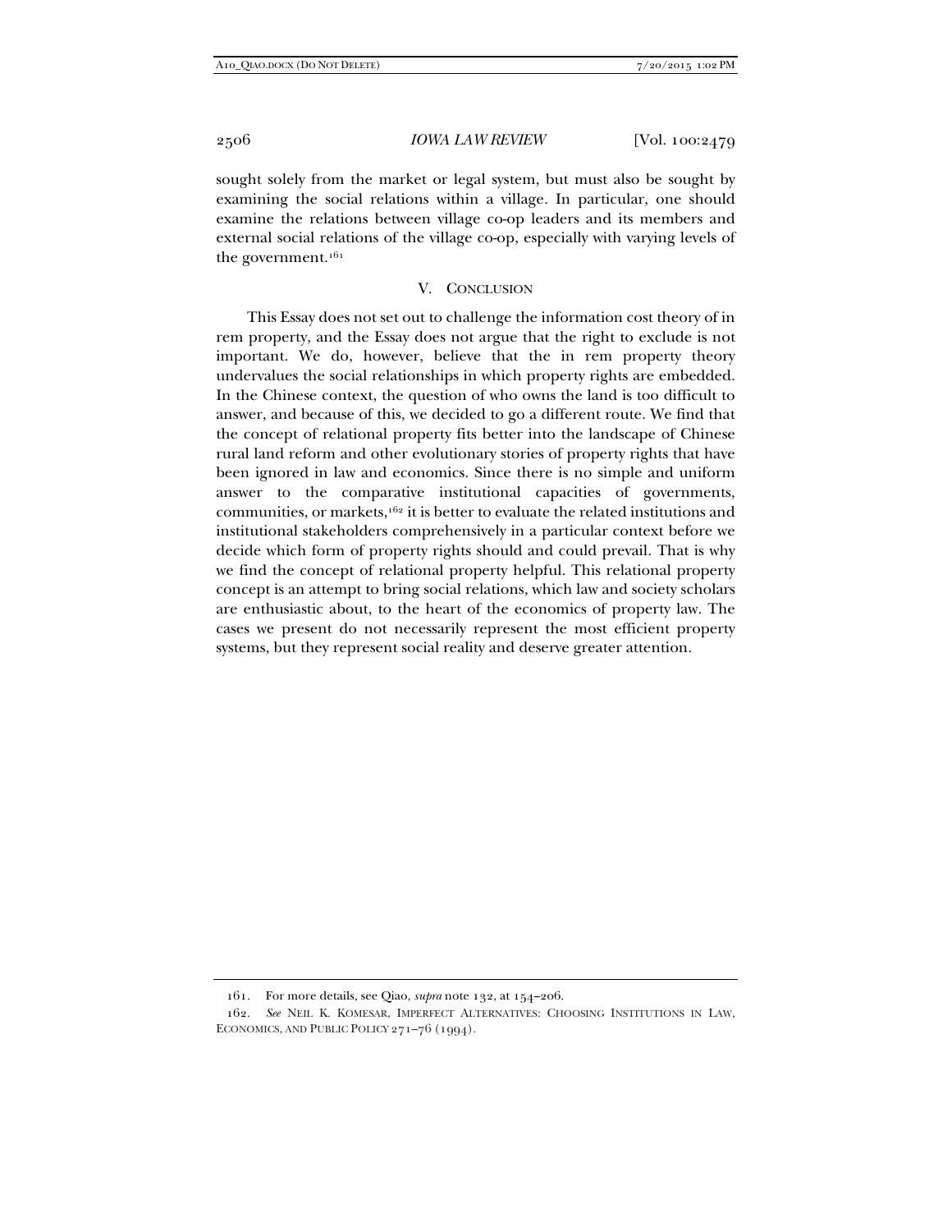sought solely from the market or legal system, but must also be sought by examining the social relations within a village. In particular, one should examine the relations between village co-op leaders and its members and external social relations of the village co-op, especially with varying levels of the government.[161]

## V. CONCLUSION

This Essay does not set out to challenge the information cost theory of in rem property, and the Essay does not argue that the right to exclude is not important. We do, however, believe that the in rem property theory undervalues the social relationships in which property rights are embedded. In the Chinese context, the question of who owns the land is too difficult to answer, and because of this, we decided to go a different route. We find that the concept of relational property fits better into the landscape of Chinese rural land reform and other evolutionary stories of property rights that have been ignored in law and economics. Since there is no simple and uniform answer to the comparative institutional capacities of governments, communities, or markets,[162] it is better to evaluate the related institutions and institutional stakeholders comprehensively in a particular context before we decide which form of property rights should and could prevail. That is why we find the concept of relational property helpful. This relational property concept is an attempt to bring social relations, which law and society scholars are enthusiastic about, to the heart of the economics of property law. The cases we present do not necessarily represent the most efficient property systems, but they represent social reality and deserve greater attention.

---

161. For more details, see Qiao, *supra* note 132, at 154–206.

162. *See* NEIL K. KOMESAR, IMPERFECT ALTERNATIVES: CHOOSING INSTITUTIONS IN LAW, ECONOMICS, AND PUBLIC POLICY 271–76 (1994).